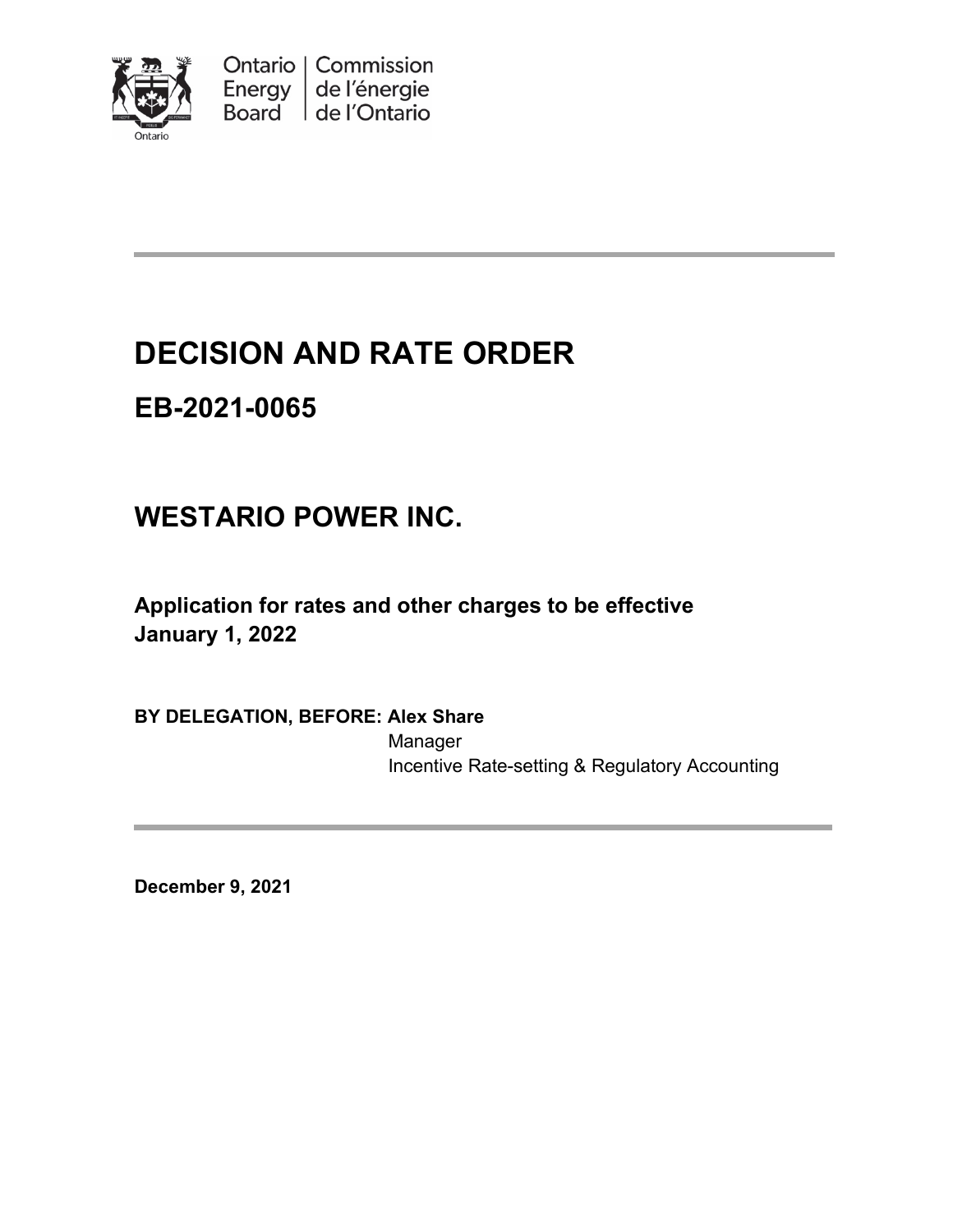Ontario Energy Board | Commission de l'énergie de l'Ontario

# DECISION AND RATE ORDER

## EB-2021-0065

## WESTARIO POWER INC.

**Application for rates and other charges to be effective January 1, 2022**

**BY DELEGATION, BEFORE: Alex Share**
Manager
Incentive Rate-setting & Regulatory Accounting

**December 9, 2021**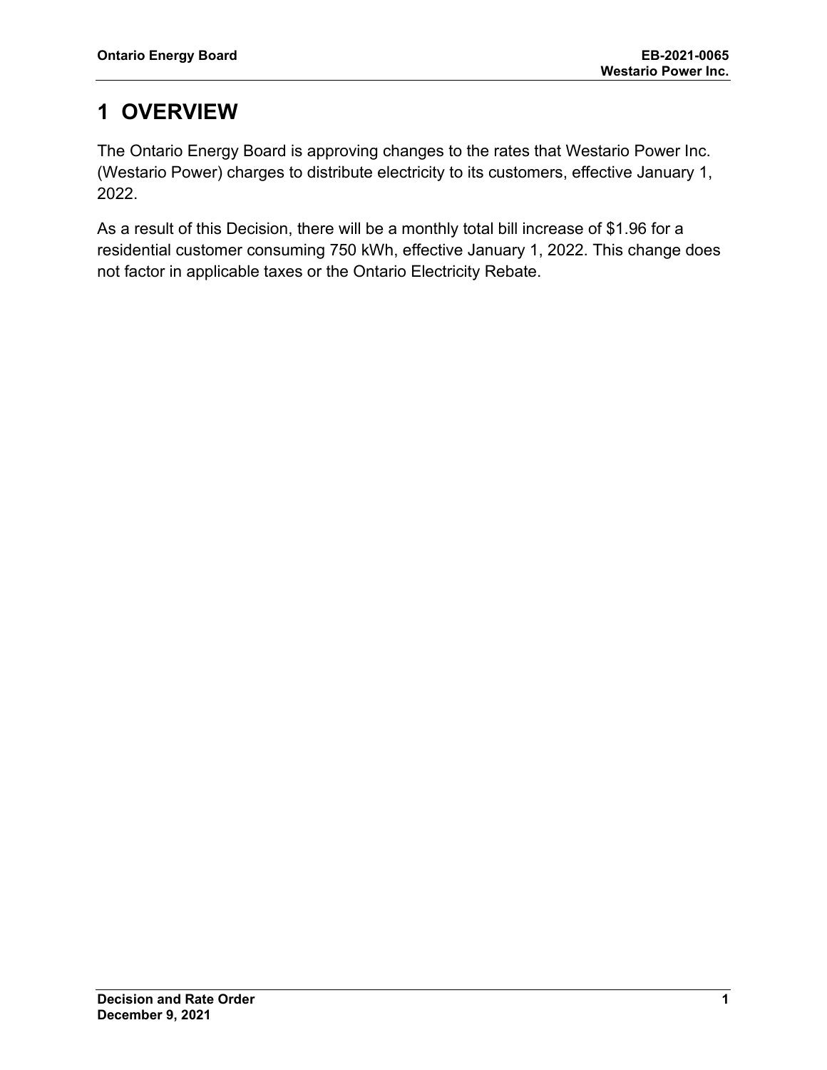# 1 OVERVIEW

The Ontario Energy Board is approving changes to the rates that Westario Power Inc. (Westario Power) charges to distribute electricity to its customers, effective January 1, 2022.

As a result of this Decision, there will be a monthly total bill increase of $1.96 for a residential customer consuming 750 kWh, effective January 1, 2022. This change does not factor in applicable taxes or the Ontario Electricity Rebate.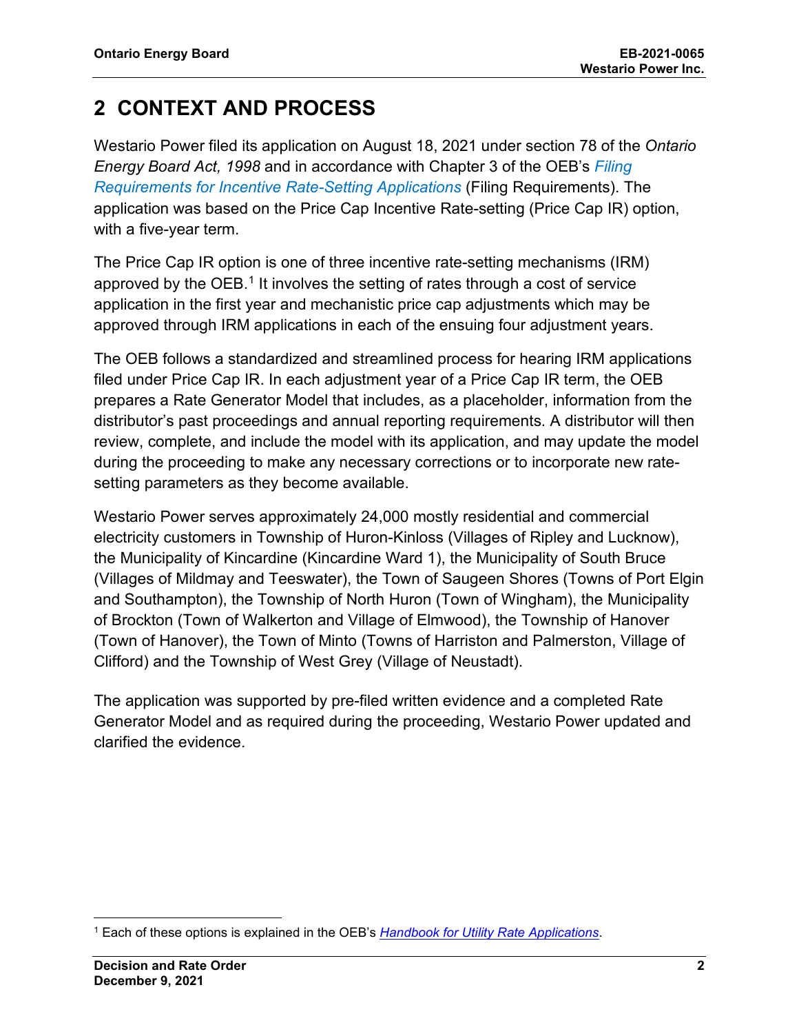# 2 CONTEXT AND PROCESS

Westario Power filed its application on August 18, 2021 under section 78 of the *Ontario Energy Board Act, 1998* and in accordance with Chapter 3 of the OEB's *Filing Requirements for Incentive Rate-Setting Applications* (Filing Requirements). The application was based on the Price Cap Incentive Rate-setting (Price Cap IR) option, with a five-year term.

The Price Cap IR option is one of three incentive rate-setting mechanisms (IRM) approved by the OEB.[1] It involves the setting of rates through a cost of service application in the first year and mechanistic price cap adjustments which may be approved through IRM applications in each of the ensuing four adjustment years.

The OEB follows a standardized and streamlined process for hearing IRM applications filed under Price Cap IR. In each adjustment year of a Price Cap IR term, the OEB prepares a Rate Generator Model that includes, as a placeholder, information from the distributor's past proceedings and annual reporting requirements. A distributor will then review, complete, and include the model with its application, and may update the model during the proceeding to make any necessary corrections or to incorporate new rate-setting parameters as they become available.

Westario Power serves approximately 24,000 mostly residential and commercial electricity customers in Township of Huron-Kinloss (Villages of Ripley and Lucknow), the Municipality of Kincardine (Kincardine Ward 1), the Municipality of South Bruce (Villages of Mildmay and Teeswater), the Town of Saugeen Shores (Towns of Port Elgin and Southampton), the Township of North Huron (Town of Wingham), the Municipality of Brockton (Town of Walkerton and Village of Elmwood), the Township of Hanover (Town of Hanover), the Town of Minto (Towns of Harriston and Palmerston, Village of Clifford) and the Township of West Grey (Village of Neustadt).

The application was supported by pre-filed written evidence and a completed Rate Generator Model and as required during the proceeding, Westario Power updated and clarified the evidence.

[1] Each of these options is explained in the OEB's *Handbook for Utility Rate Applications*.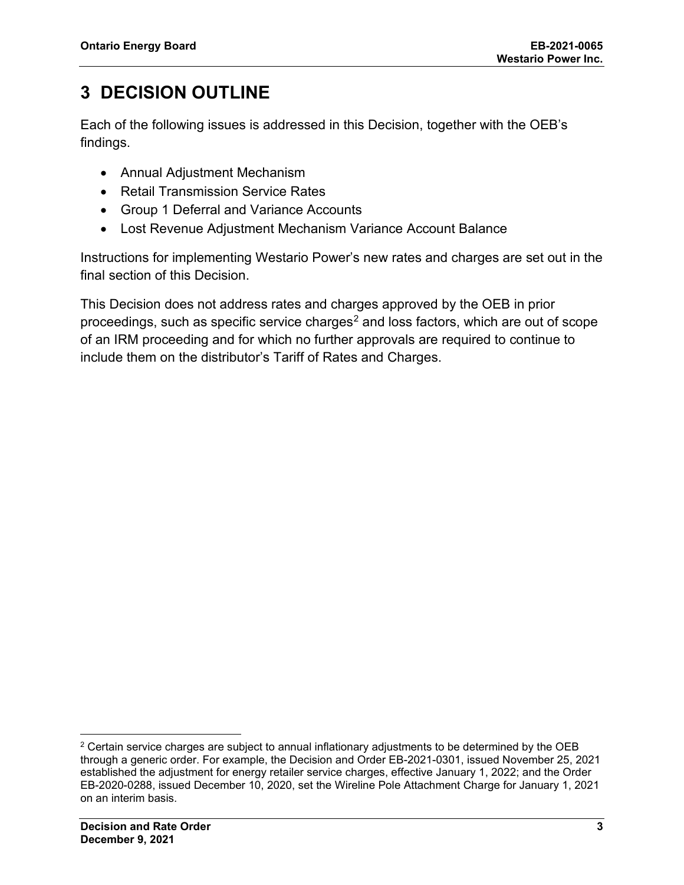# 3 DECISION OUTLINE

Each of the following issues is addressed in this Decision, together with the OEB's findings.

- Annual Adjustment Mechanism
- Retail Transmission Service Rates
- Group 1 Deferral and Variance Accounts
- Lost Revenue Adjustment Mechanism Variance Account Balance

Instructions for implementing Westario Power's new rates and charges are set out in the final section of this Decision.

This Decision does not address rates and charges approved by the OEB in prior proceedings, such as specific service charges[2] and loss factors, which are out of scope of an IRM proceeding and for which no further approvals are required to continue to include them on the distributor's Tariff of Rates and Charges.

[2] Certain service charges are subject to annual inflationary adjustments to be determined by the OEB through a generic order. For example, the Decision and Order EB-2021-0301, issued November 25, 2021 established the adjustment for energy retailer service charges, effective January 1, 2022; and the Order EB-2020-0288, issued December 10, 2020, set the Wireline Pole Attachment Charge for January 1, 2021 on an interim basis.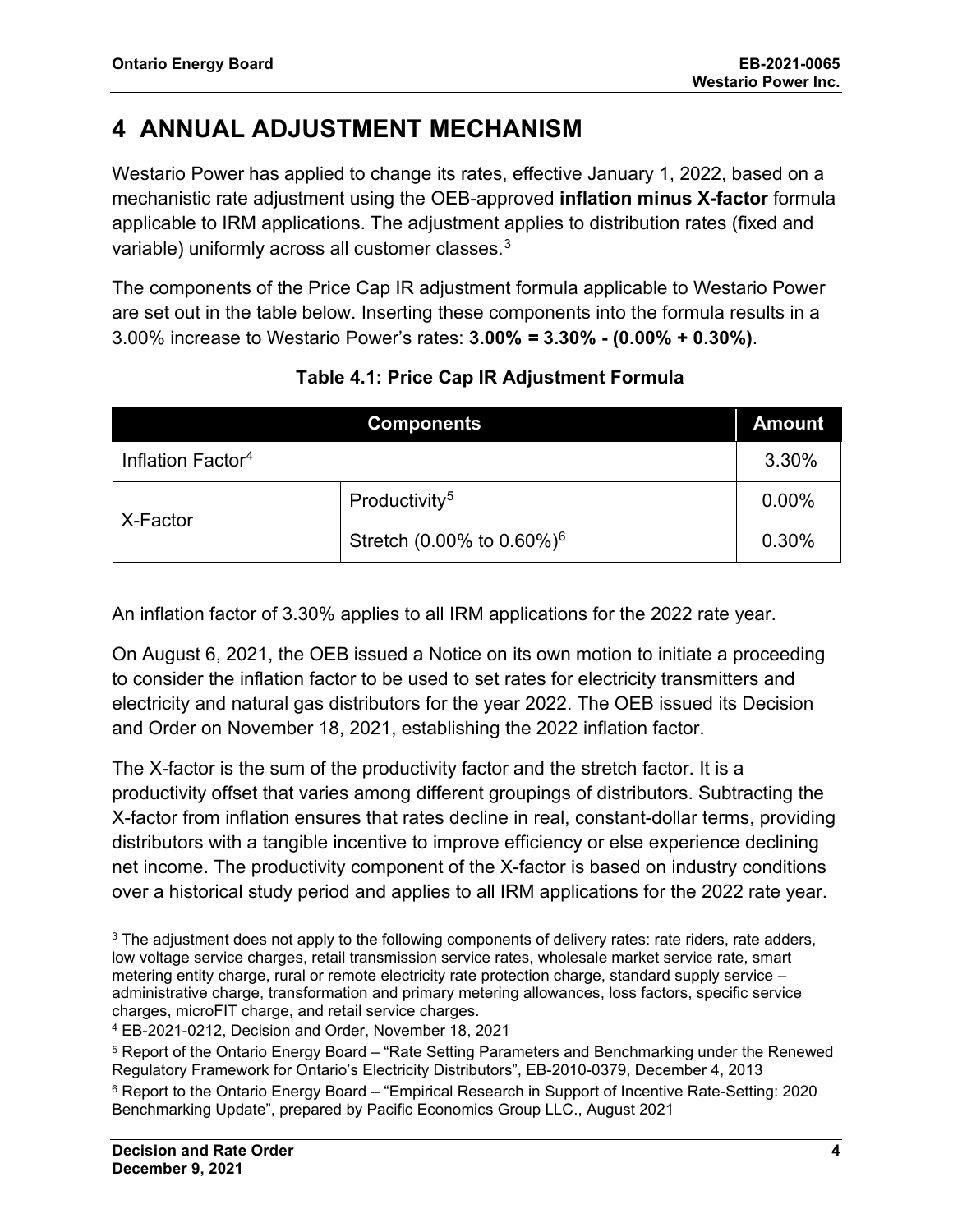# 4 ANNUAL ADJUSTMENT MECHANISM

Westario Power has applied to change its rates, effective January 1, 2022, based on a mechanistic rate adjustment using the OEB-approved **inflation minus X-factor** formula applicable to IRM applications. The adjustment applies to distribution rates (fixed and variable) uniformly across all customer classes.[3]

The components of the Price Cap IR adjustment formula applicable to Westario Power are set out in the table below. Inserting these components into the formula results in a 3.00% increase to Westario Power's rates: **3.00% = 3.30% - (0.00% + 0.30%)**.

**Table 4.1: Price Cap IR Adjustment Formula**

| Components | | Amount |
|---|---|---|
| Inflation Factor[4] | | 3.30% |
| X-Factor | Productivity[5] | 0.00% |
| | Stretch (0.00% to 0.60%)[6] | 0.30% |

An inflation factor of 3.30% applies to all IRM applications for the 2022 rate year.

On August 6, 2021, the OEB issued a Notice on its own motion to initiate a proceeding to consider the inflation factor to be used to set rates for electricity transmitters and electricity and natural gas distributors for the year 2022. The OEB issued its Decision and Order on November 18, 2021, establishing the 2022 inflation factor.

The X-factor is the sum of the productivity factor and the stretch factor. It is a productivity offset that varies among different groupings of distributors. Subtracting the X-factor from inflation ensures that rates decline in real, constant-dollar terms, providing distributors with a tangible incentive to improve efficiency or else experience declining net income. The productivity component of the X-factor is based on industry conditions over a historical study period and applies to all IRM applications for the 2022 rate year.

---

[3] The adjustment does not apply to the following components of delivery rates: rate riders, rate adders, low voltage service charges, retail transmission service rates, wholesale market service rate, smart metering entity charge, rural or remote electricity rate protection charge, standard supply service – administrative charge, transformation and primary metering allowances, loss factors, specific service charges, microFIT charge, and retail service charges.

[4] EB-2021-0212, Decision and Order, November 18, 2021

[5] Report of the Ontario Energy Board – "Rate Setting Parameters and Benchmarking under the Renewed Regulatory Framework for Ontario's Electricity Distributors", EB-2010-0379, December 4, 2013

[6] Report to the Ontario Energy Board – "Empirical Research in Support of Incentive Rate-Setting: 2020 Benchmarking Update", prepared by Pacific Economics Group LLC., August 2021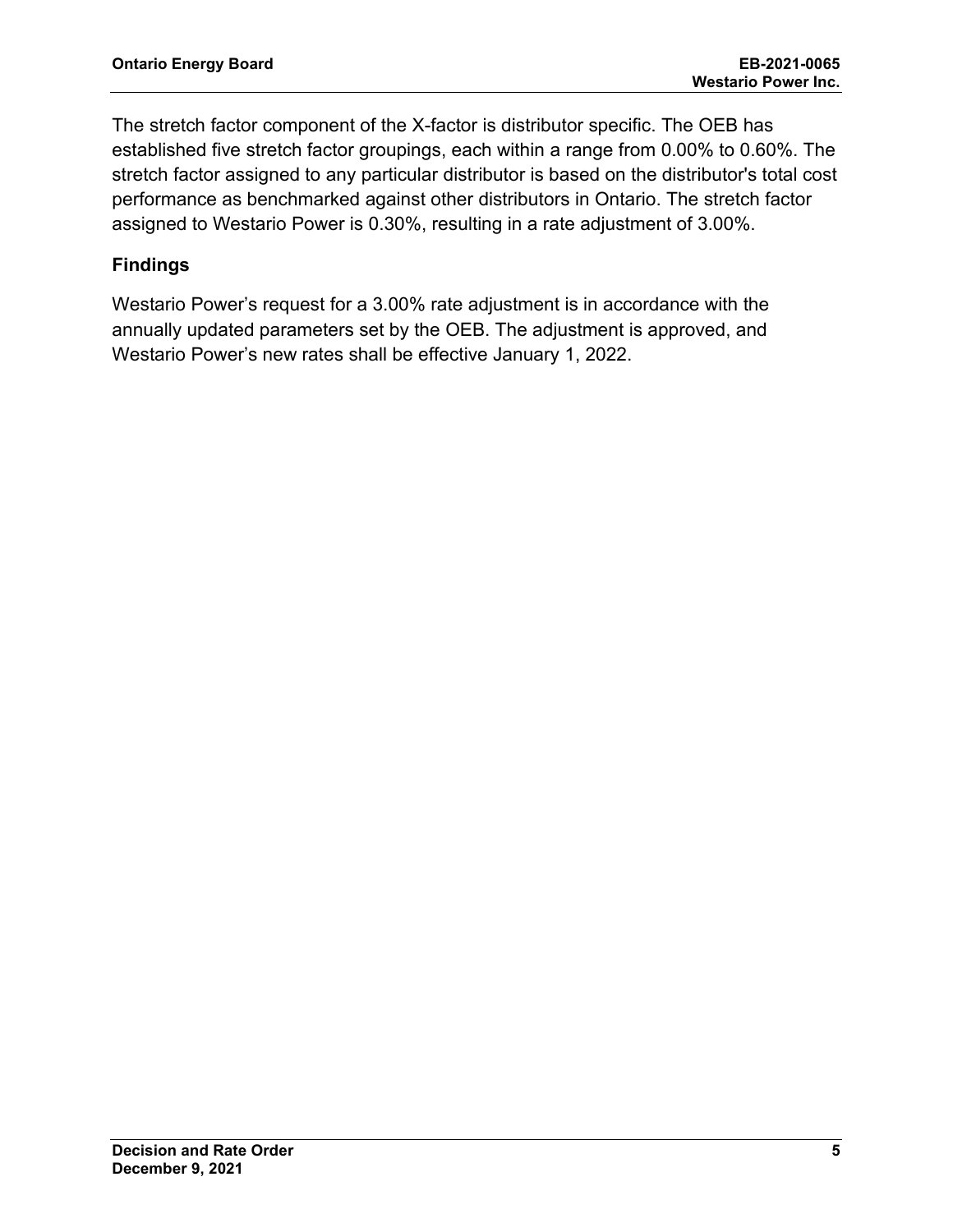The stretch factor component of the X-factor is distributor specific. The OEB has established five stretch factor groupings, each within a range from 0.00% to 0.60%. The stretch factor assigned to any particular distributor is based on the distributor's total cost performance as benchmarked against other distributors in Ontario. The stretch factor assigned to Westario Power is 0.30%, resulting in a rate adjustment of 3.00%.

### Findings

Westario Power's request for a 3.00% rate adjustment is in accordance with the annually updated parameters set by the OEB. The adjustment is approved, and Westario Power's new rates shall be effective January 1, 2022.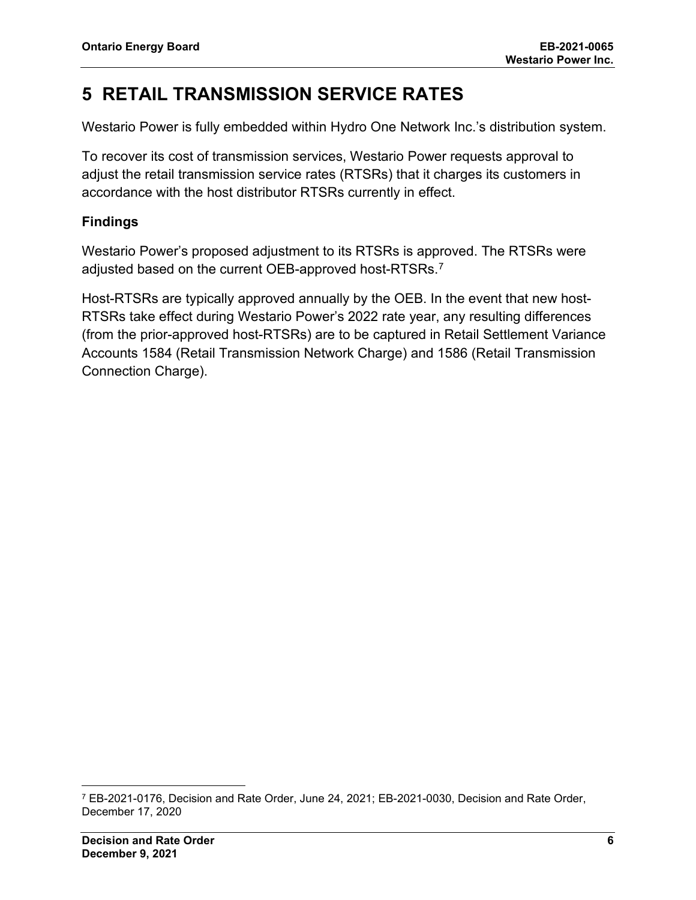# 5 RETAIL TRANSMISSION SERVICE RATES

Westario Power is fully embedded within Hydro One Network Inc.'s distribution system.

To recover its cost of transmission services, Westario Power requests approval to adjust the retail transmission service rates (RTSRs) that it charges its customers in accordance with the host distributor RTSRs currently in effect.

### Findings

Westario Power's proposed adjustment to its RTSRs is approved. The RTSRs were adjusted based on the current OEB-approved host-RTSRs.[7]

Host-RTSRs are typically approved annually by the OEB. In the event that new host-RTSRs take effect during Westario Power's 2022 rate year, any resulting differences (from the prior-approved host-RTSRs) are to be captured in Retail Settlement Variance Accounts 1584 (Retail Transmission Network Charge) and 1586 (Retail Transmission Connection Charge).

[7] EB-2021-0176, Decision and Rate Order, June 24, 2021; EB-2021-0030, Decision and Rate Order, December 17, 2020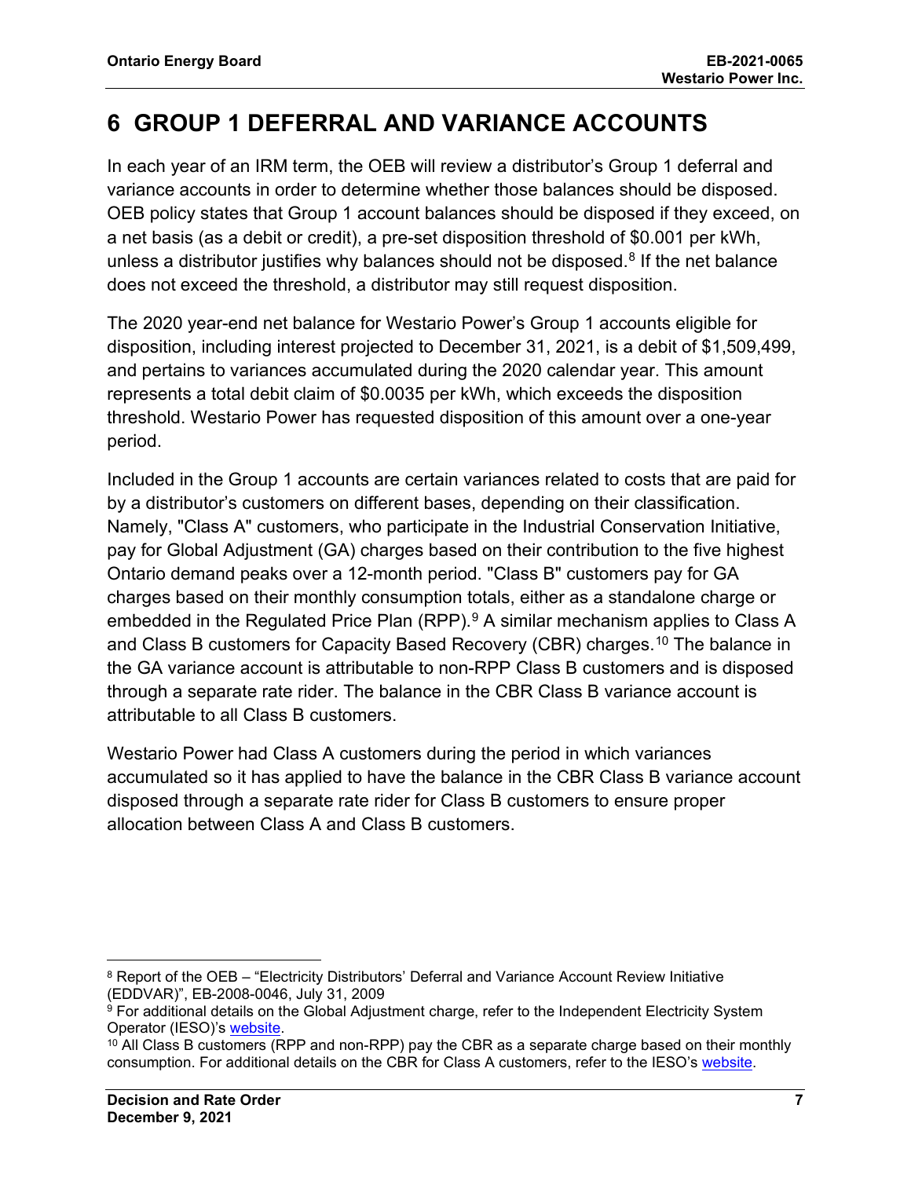# 6 GROUP 1 DEFERRAL AND VARIANCE ACCOUNTS

In each year of an IRM term, the OEB will review a distributor's Group 1 deferral and variance accounts in order to determine whether those balances should be disposed. OEB policy states that Group 1 account balances should be disposed if they exceed, on a net basis (as a debit or credit), a pre-set disposition threshold of $0.001 per kWh, unless a distributor justifies why balances should not be disposed.[8] If the net balance does not exceed the threshold, a distributor may still request disposition.

The 2020 year-end net balance for Westario Power's Group 1 accounts eligible for disposition, including interest projected to December 31, 2021, is a debit of $1,509,499, and pertains to variances accumulated during the 2020 calendar year. This amount represents a total debit claim of $0.0035 per kWh, which exceeds the disposition threshold. Westario Power has requested disposition of this amount over a one-year period.

Included in the Group 1 accounts are certain variances related to costs that are paid for by a distributor's customers on different bases, depending on their classification. Namely, "Class A" customers, who participate in the Industrial Conservation Initiative, pay for Global Adjustment (GA) charges based on their contribution to the five highest Ontario demand peaks over a 12-month period. "Class B" customers pay for GA charges based on their monthly consumption totals, either as a standalone charge or embedded in the Regulated Price Plan (RPP).[9] A similar mechanism applies to Class A and Class B customers for Capacity Based Recovery (CBR) charges.[10] The balance in the GA variance account is attributable to non-RPP Class B customers and is disposed through a separate rate rider. The balance in the CBR Class B variance account is attributable to all Class B customers.

Westario Power had Class A customers during the period in which variances accumulated so it has applied to have the balance in the CBR Class B variance account disposed through a separate rate rider for Class B customers to ensure proper allocation between Class A and Class B customers.

---

[8] Report of the OEB – "Electricity Distributors' Deferral and Variance Account Review Initiative (EDDVAR)", EB-2008-0046, July 31, 2009

[9] For additional details on the Global Adjustment charge, refer to the Independent Electricity System Operator (IESO)'s website.

[10] All Class B customers (RPP and non-RPP) pay the CBR as a separate charge based on their monthly consumption. For additional details on the CBR for Class A customers, refer to the IESO's website.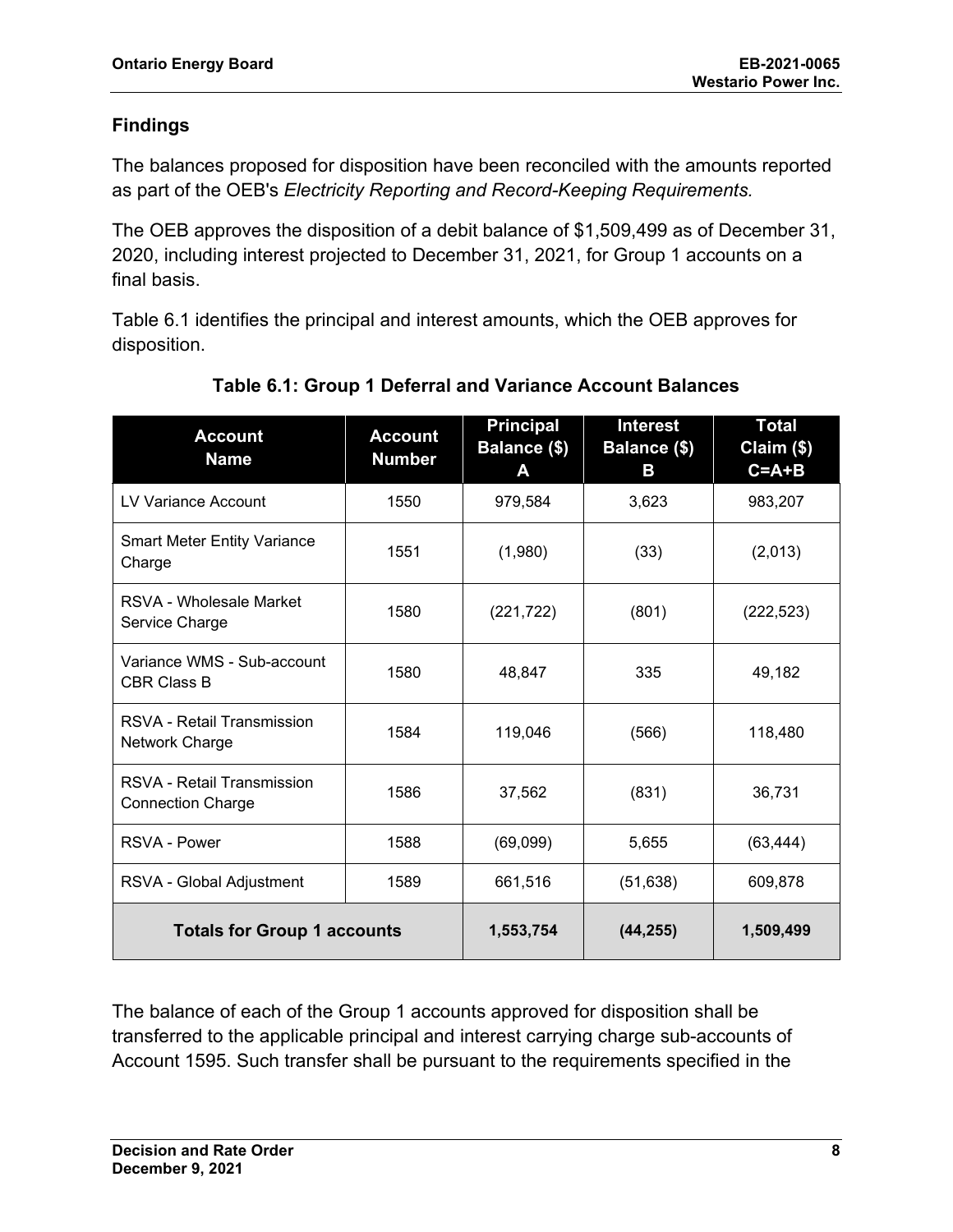## Findings

The balances proposed for disposition have been reconciled with the amounts reported as part of the OEB's *Electricity Reporting and Record-Keeping Requirements.*

The OEB approves the disposition of a debit balance of $1,509,499 as of December 31, 2020, including interest projected to December 31, 2021, for Group 1 accounts on a final basis.

Table 6.1 identifies the principal and interest amounts, which the OEB approves for disposition.

**Table 6.1: Group 1 Deferral and Variance Account Balances**

| Account Name | Account Number | Principal Balance ($) A | Interest Balance ($) B | Total Claim ($) C=A+B |
|---|---|---|---|---|
| LV Variance Account | 1550 | 979,584 | 3,623 | 983,207 |
| Smart Meter Entity Variance Charge | 1551 | (1,980) | (33) | (2,013) |
| RSVA - Wholesale Market Service Charge | 1580 | (221,722) | (801) | (222,523) |
| Variance WMS - Sub-account CBR Class B | 1580 | 48,847 | 335 | 49,182 |
| RSVA - Retail Transmission Network Charge | 1584 | 119,046 | (566) | 118,480 |
| RSVA - Retail Transmission Connection Charge | 1586 | 37,562 | (831) | 36,731 |
| RSVA - Power | 1588 | (69,099) | 5,655 | (63,444) |
| RSVA - Global Adjustment | 1589 | 661,516 | (51,638) | 609,878 |
| **Totals for Group 1 accounts** | | **1,553,754** | **(44,255)** | **1,509,499** |

The balance of each of the Group 1 accounts approved for disposition shall be transferred to the applicable principal and interest carrying charge sub-accounts of Account 1595. Such transfer shall be pursuant to the requirements specified in the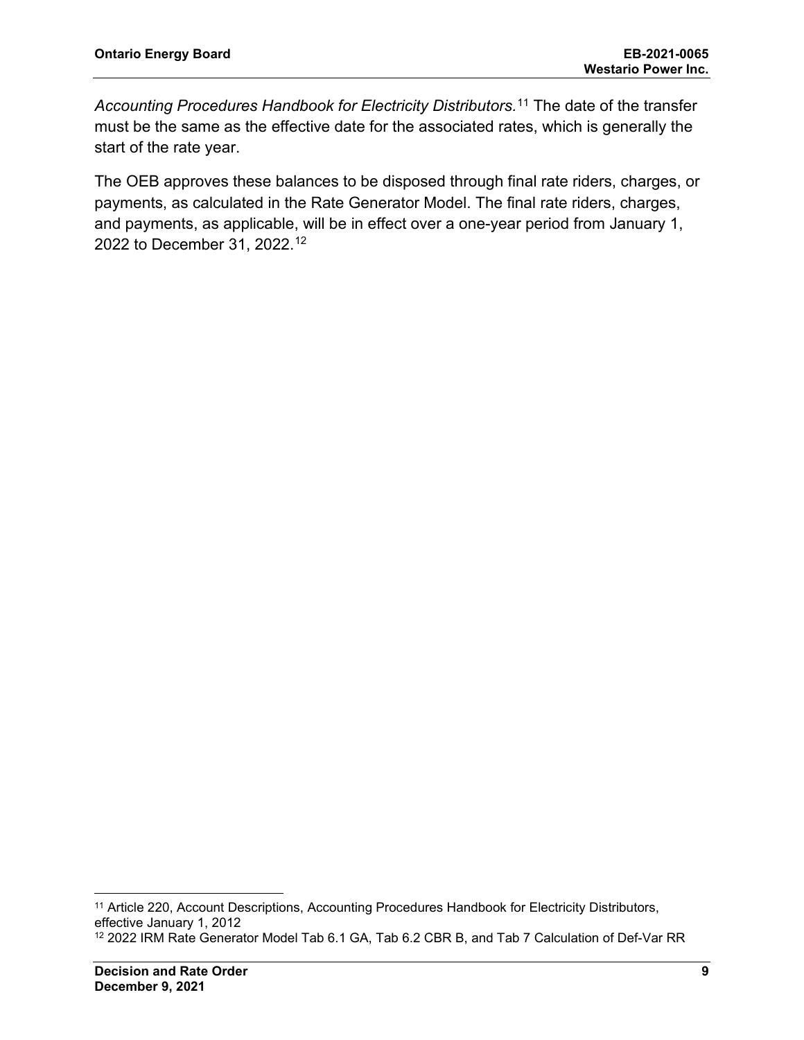*Accounting Procedures Handbook for Electricity Distributors.*[11] The date of the transfer must be the same as the effective date for the associated rates, which is generally the start of the rate year.

The OEB approves these balances to be disposed through final rate riders, charges, or payments, as calculated in the Rate Generator Model. The final rate riders, charges, and payments, as applicable, will be in effect over a one-year period from January 1, 2022 to December 31, 2022.[12]

[11] Article 220, Account Descriptions, Accounting Procedures Handbook for Electricity Distributors, effective January 1, 2012

[12] 2022 IRM Rate Generator Model Tab 6.1 GA, Tab 6.2 CBR B, and Tab 7 Calculation of Def-Var RR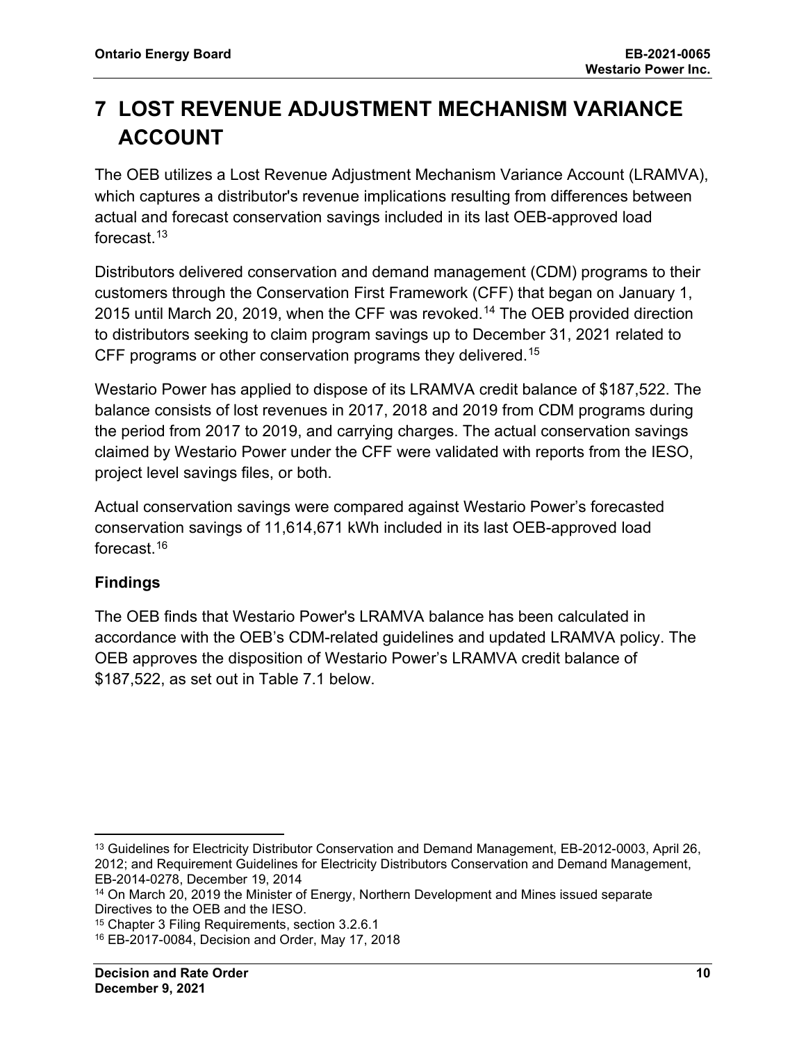# 7 LOST REVENUE ADJUSTMENT MECHANISM VARIANCE ACCOUNT

The OEB utilizes a Lost Revenue Adjustment Mechanism Variance Account (LRAMVA), which captures a distributor's revenue implications resulting from differences between actual and forecast conservation savings included in its last OEB-approved load forecast.[13]

Distributors delivered conservation and demand management (CDM) programs to their customers through the Conservation First Framework (CFF) that began on January 1, 2015 until March 20, 2019, when the CFF was revoked.[14] The OEB provided direction to distributors seeking to claim program savings up to December 31, 2021 related to CFF programs or other conservation programs they delivered.[15]

Westario Power has applied to dispose of its LRAMVA credit balance of $187,522. The balance consists of lost revenues in 2017, 2018 and 2019 from CDM programs during the period from 2017 to 2019, and carrying charges. The actual conservation savings claimed by Westario Power under the CFF were validated with reports from the IESO, project level savings files, or both.

Actual conservation savings were compared against Westario Power's forecasted conservation savings of 11,614,671 kWh included in its last OEB-approved load forecast.[16]

### Findings

The OEB finds that Westario Power's LRAMVA balance has been calculated in accordance with the OEB's CDM-related guidelines and updated LRAMVA policy. The OEB approves the disposition of Westario Power's LRAMVA credit balance of $187,522, as set out in Table 7.1 below.

---

[13] Guidelines for Electricity Distributor Conservation and Demand Management, EB-2012-0003, April 26, 2012; and Requirement Guidelines for Electricity Distributors Conservation and Demand Management, EB-2014-0278, December 19, 2014

[14] On March 20, 2019 the Minister of Energy, Northern Development and Mines issued separate Directives to the OEB and the IESO.

[15] Chapter 3 Filing Requirements, section 3.2.6.1

[16] EB-2017-0084, Decision and Order, May 17, 2018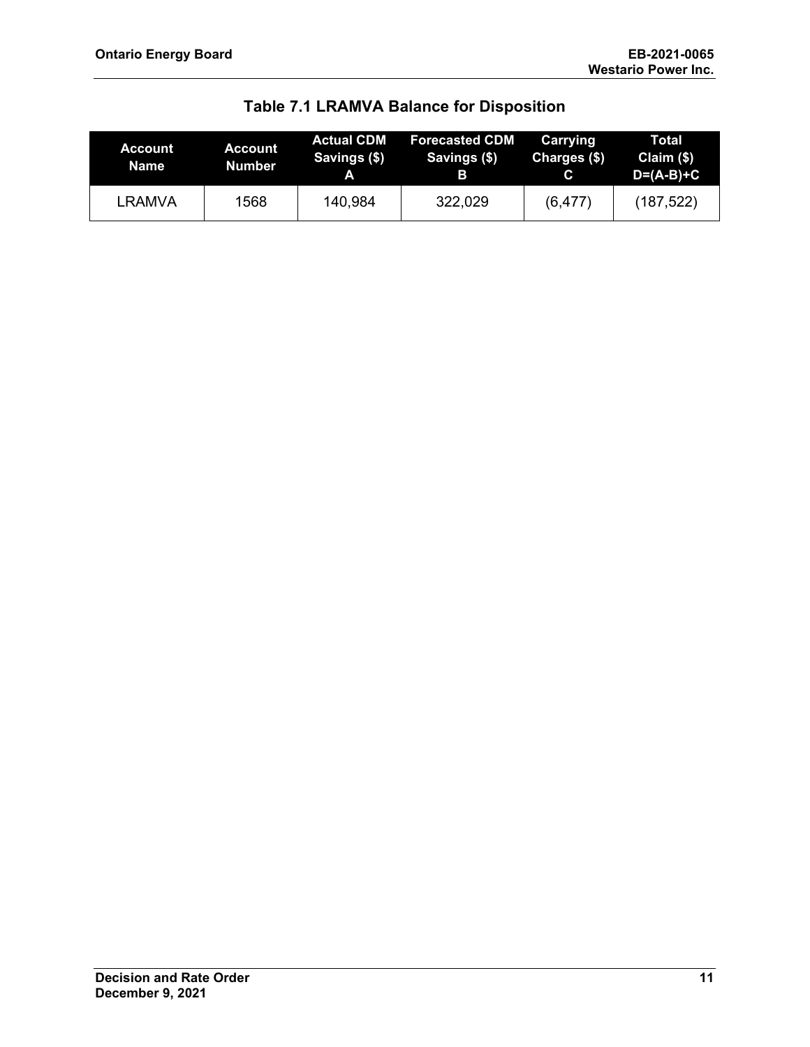### Table 7.1 LRAMVA Balance for Disposition

| Account Name | Account Number | Actual CDM Savings ($) A | Forecasted CDM Savings ($) B | Carrying Charges ($) C | Total Claim ($) D=(A-B)+C |
|---|---|---|---|---|---|
| LRAMVA | 1568 | 140,984 | 322,029 | (6,477) | (187,522) |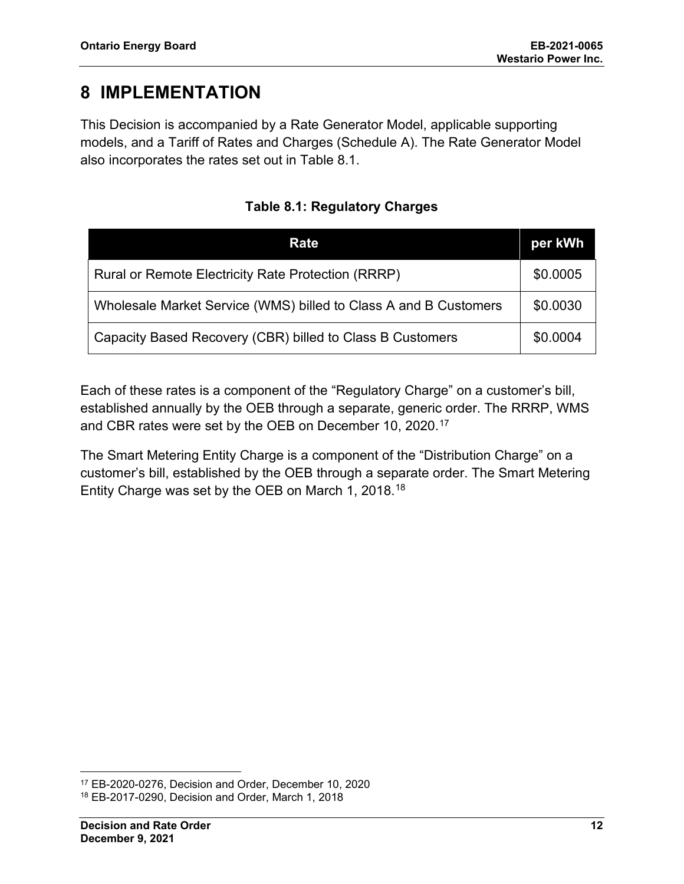# 8 IMPLEMENTATION

This Decision is accompanied by a Rate Generator Model, applicable supporting models, and a Tariff of Rates and Charges (Schedule A). The Rate Generator Model also incorporates the rates set out in Table 8.1.

**Table 8.1: Regulatory Charges**

| Rate | per kWh |
|---|---|
| Rural or Remote Electricity Rate Protection (RRRP) | $0.0005 |
| Wholesale Market Service (WMS) billed to Class A and B Customers | $0.0030 |
| Capacity Based Recovery (CBR) billed to Class B Customers | $0.0004 |

Each of these rates is a component of the "Regulatory Charge" on a customer's bill, established annually by the OEB through a separate, generic order. The RRRP, WMS and CBR rates were set by the OEB on December 10, 2020.[17]

The Smart Metering Entity Charge is a component of the "Distribution Charge" on a customer's bill, established by the OEB through a separate order. The Smart Metering Entity Charge was set by the OEB on March 1, 2018.[18]

[17] EB-2020-0276, Decision and Order, December 10, 2020

[18] EB-2017-0290, Decision and Order, March 1, 2018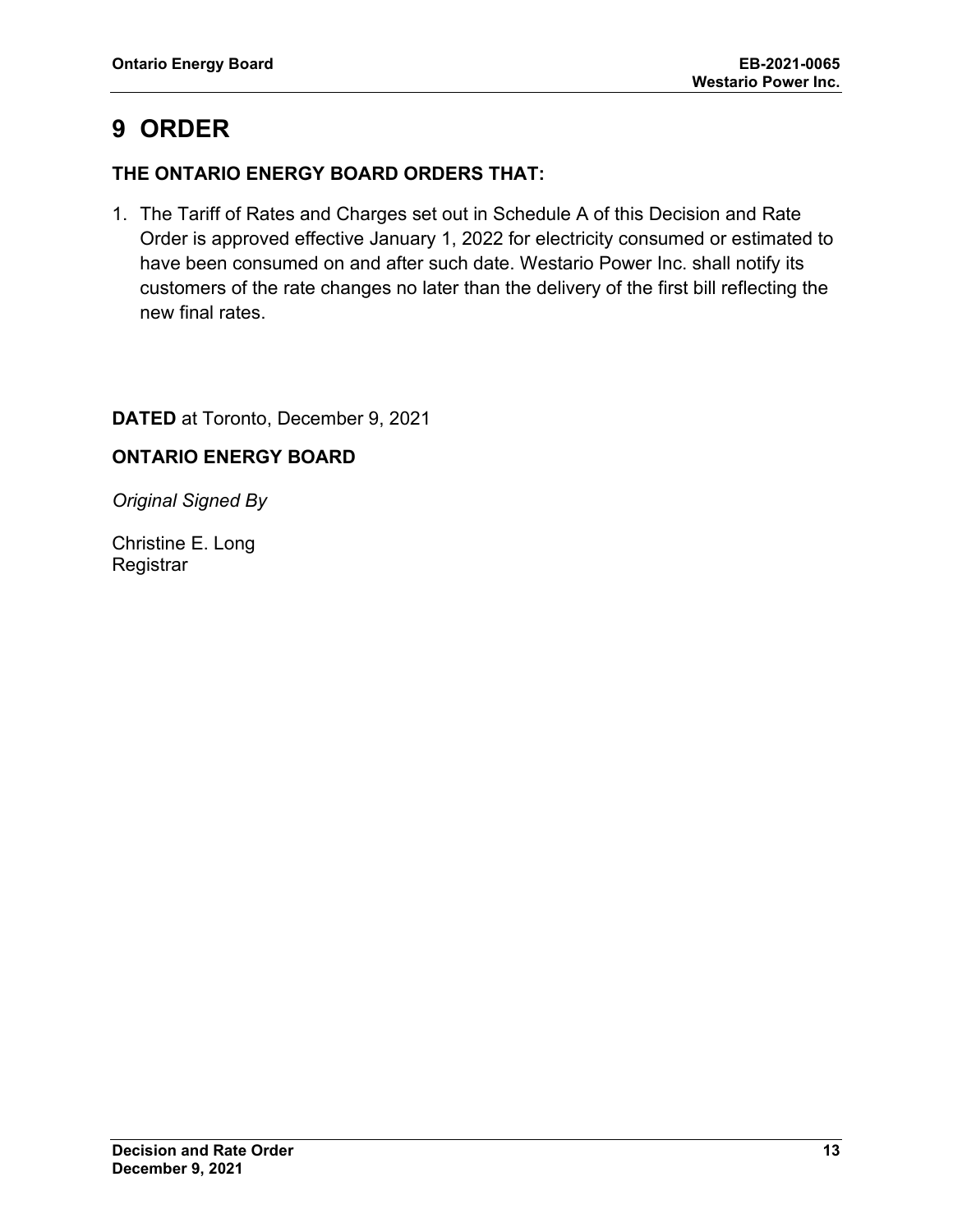# 9 ORDER

**THE ONTARIO ENERGY BOARD ORDERS THAT:**

1. The Tariff of Rates and Charges set out in Schedule A of this Decision and Rate Order is approved effective January 1, 2022 for electricity consumed or estimated to have been consumed on and after such date. Westario Power Inc. shall notify its customers of the rate changes no later than the delivery of the first bill reflecting the new final rates.

**DATED** at Toronto, December 9, 2021

**ONTARIO ENERGY BOARD**

*Original Signed By*

Christine E. Long
Registrar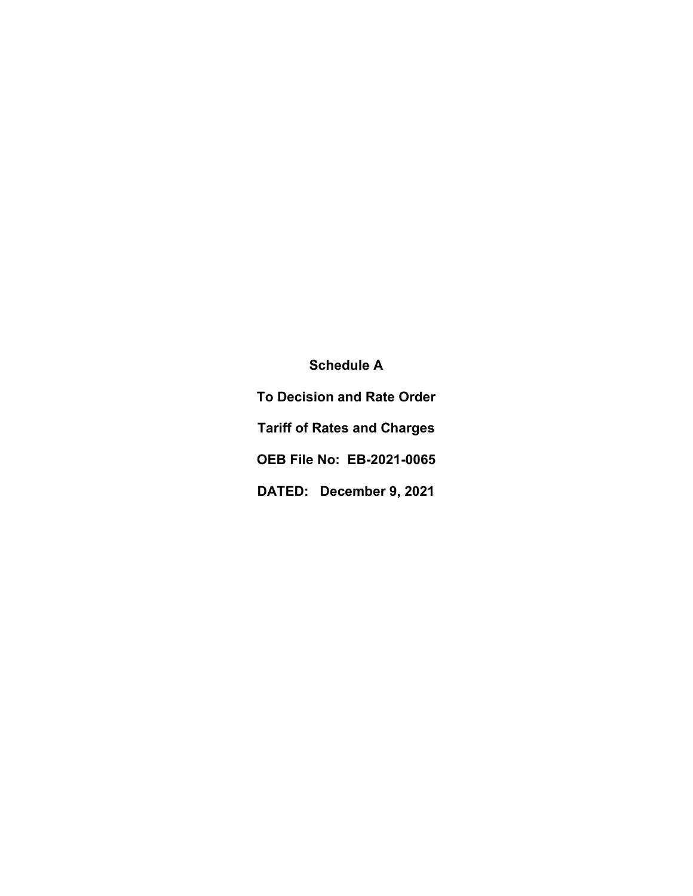**Schedule A**

**To Decision and Rate Order**

**Tariff of Rates and Charges**

**OEB File No: EB-2021-0065**

**DATED: December 9, 2021**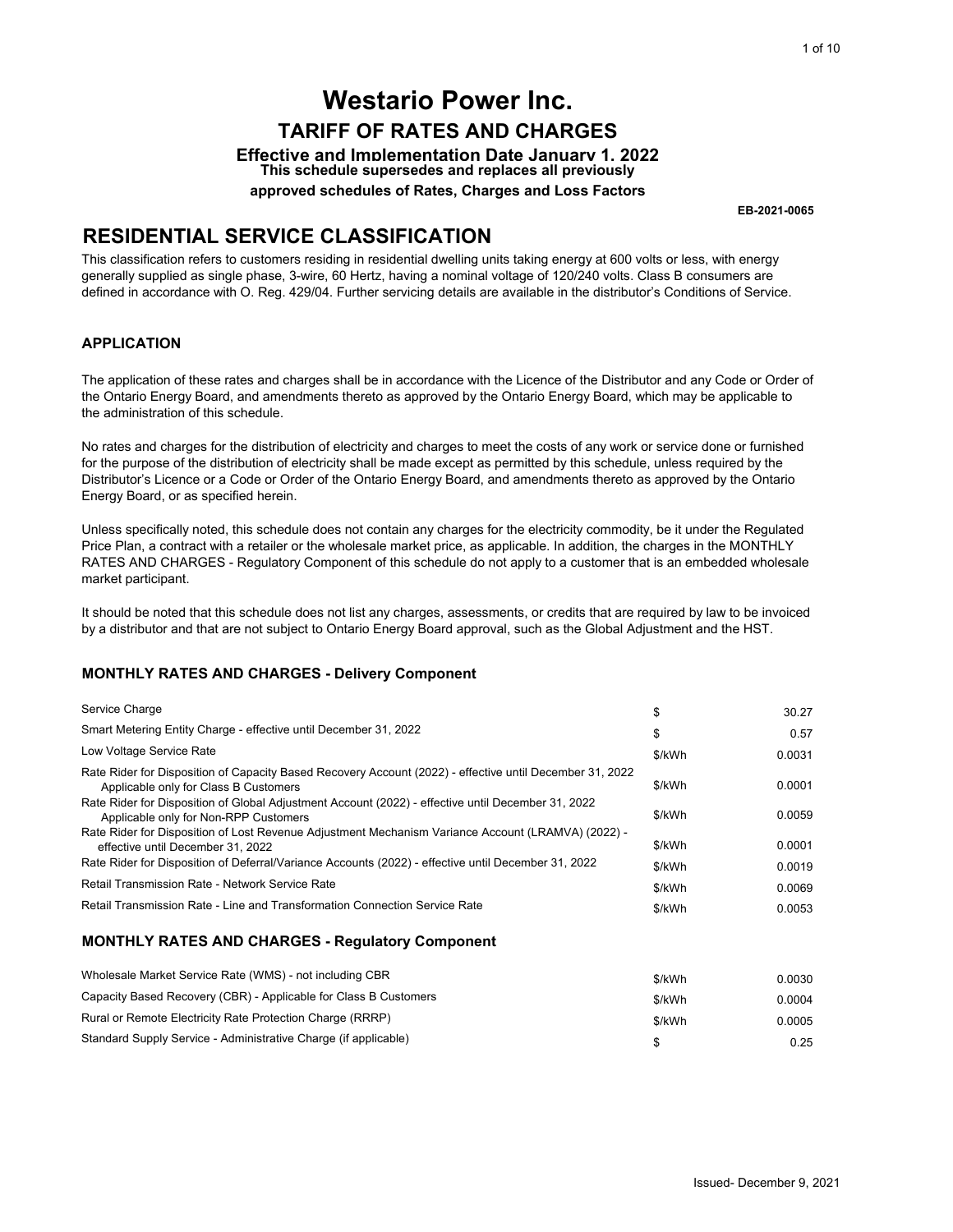# Westario Power Inc.

## TARIFF OF RATES AND CHARGES

**Effective and Implementation Date January 1, 2022**

**This schedule supersedes and replaces all previously approved schedules of Rates, Charges and Loss Factors**

**EB-2021-0065**

## RESIDENTIAL SERVICE CLASSIFICATION

This classification refers to customers residing in residential dwelling units taking energy at 600 volts or less, with energy generally supplied as single phase, 3-wire, 60 Hertz, having a nominal voltage of 120/240 volts. Class B consumers are defined in accordance with O. Reg. 429/04. Further servicing details are available in the distributor's Conditions of Service.

### APPLICATION

The application of these rates and charges shall be in accordance with the Licence of the Distributor and any Code or Order of the Ontario Energy Board, and amendments thereto as approved by the Ontario Energy Board, which may be applicable to the administration of this schedule.

No rates and charges for the distribution of electricity and charges to meet the costs of any work or service done or furnished for the purpose of the distribution of electricity shall be made except as permitted by this schedule, unless required by the Distributor's Licence or a Code or Order of the Ontario Energy Board, and amendments thereto as approved by the Ontario Energy Board, or as specified herein.

Unless specifically noted, this schedule does not contain any charges for the electricity commodity, be it under the Regulated Price Plan, a contract with a retailer or the wholesale market price, as applicable. In addition, the charges in the MONTHLY RATES AND CHARGES - Regulatory Component of this schedule do not apply to a customer that is an embedded wholesale market participant.

It should be noted that this schedule does not list any charges, assessments, or credits that are required by law to be invoiced by a distributor and that are not subject to Ontario Energy Board approval, such as the Global Adjustment and the HST.

### MONTHLY RATES AND CHARGES - Delivery Component

| Charge | Unit | Rate |
|---|---|---|
| Service Charge | $ | 30.27 |
| Smart Metering Entity Charge - effective until December 31, 2022 | $ | 0.57 |
| Low Voltage Service Rate | $/kWh | 0.0031 |
| Rate Rider for Disposition of Capacity Based Recovery Account (2022) - effective until December 31, 2022 Applicable only for Class B Customers | $/kWh | 0.0001 |
| Rate Rider for Disposition of Global Adjustment Account (2022) - effective until December 31, 2022 Applicable only for Non-RPP Customers | $/kWh | 0.0059 |
| Rate Rider for Disposition of Lost Revenue Adjustment Mechanism Variance Account (LRAMVA) (2022) - effective until December 31, 2022 | $/kWh | 0.0001 |
| Rate Rider for Disposition of Deferral/Variance Accounts (2022) - effective until December 31, 2022 | $/kWh | 0.0019 |
| Retail Transmission Rate - Network Service Rate | $/kWh | 0.0069 |
| Retail Transmission Rate - Line and Transformation Connection Service Rate | $/kWh | 0.0053 |

### MONTHLY RATES AND CHARGES - Regulatory Component

| Charge | Unit | Rate |
|---|---|---|
| Wholesale Market Service Rate (WMS) - not including CBR | $/kWh | 0.0030 |
| Capacity Based Recovery (CBR) - Applicable for Class B Customers | $/kWh | 0.0004 |
| Rural or Remote Electricity Rate Protection Charge (RRRP) | $/kWh | 0.0005 |
| Standard Supply Service - Administrative Charge (if applicable) | $ | 0.25 |

Issued- December 9, 2021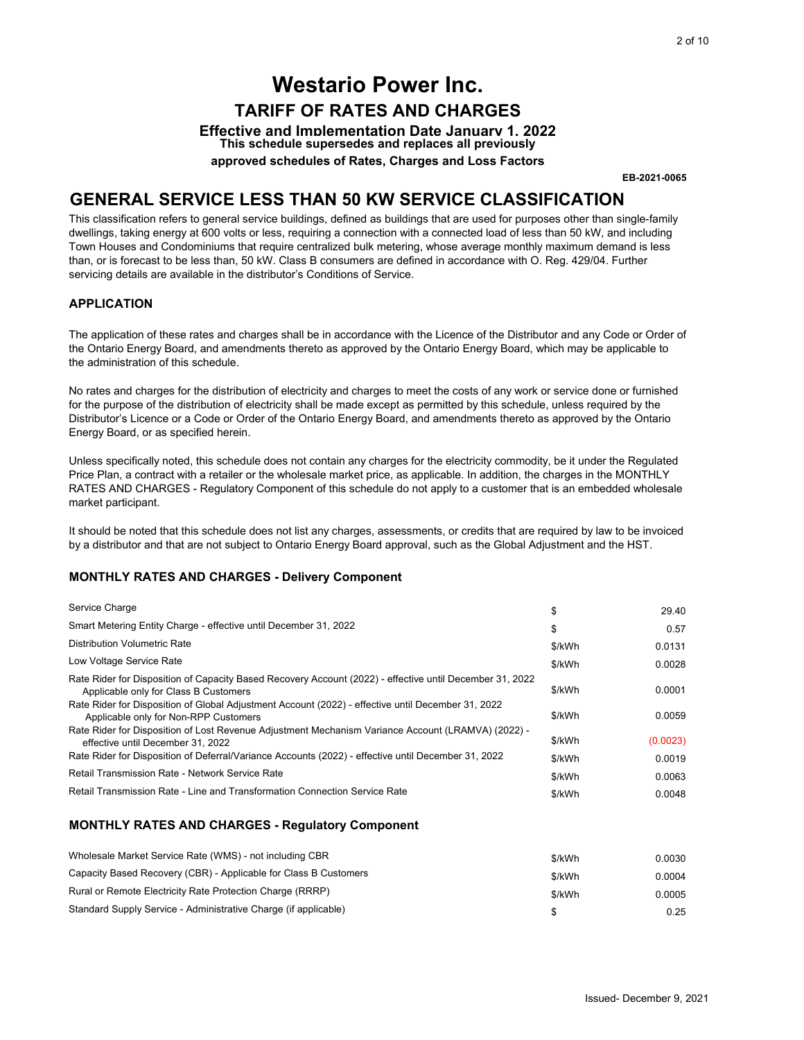# Westario Power Inc.

## TARIFF OF RATES AND CHARGES

**Effective and Implementation Date January 1, 2022**

**This schedule supersedes and replaces all previously approved schedules of Rates, Charges and Loss Factors**

**EB-2021-0065**

# GENERAL SERVICE LESS THAN 50 KW SERVICE CLASSIFICATION

This classification refers to general service buildings, defined as buildings that are used for purposes other than single-family dwellings, taking energy at 600 volts or less, requiring a connection with a connected load of less than 50 kW, and including Town Houses and Condominiums that require centralized bulk metering, whose average monthly maximum demand is less than, or is forecast to be less than, 50 kW. Class B consumers are defined in accordance with O. Reg. 429/04. Further servicing details are available in the distributor's Conditions of Service.

### APPLICATION

The application of these rates and charges shall be in accordance with the Licence of the Distributor and any Code or Order of the Ontario Energy Board, and amendments thereto as approved by the Ontario Energy Board, which may be applicable to the administration of this schedule.

No rates and charges for the distribution of electricity and charges to meet the costs of any work or service done or furnished for the purpose of the distribution of electricity shall be made except as permitted by this schedule, unless required by the Distributor's Licence or a Code or Order of the Ontario Energy Board, and amendments thereto as approved by the Ontario Energy Board, or as specified herein.

Unless specifically noted, this schedule does not contain any charges for the electricity commodity, be it under the Regulated Price Plan, a contract with a retailer or the wholesale market price, as applicable. In addition, the charges in the MONTHLY RATES AND CHARGES - Regulatory Component of this schedule do not apply to a customer that is an embedded wholesale market participant.

It should be noted that this schedule does not list any charges, assessments, or credits that are required by law to be invoiced by a distributor and that are not subject to Ontario Energy Board approval, such as the Global Adjustment and the HST.

### MONTHLY RATES AND CHARGES - Delivery Component

| | | |
|---|---|---|
| Service Charge | $ | 29.40 |
| Smart Metering Entity Charge - effective until December 31, 2022 | $ | 0.57 |
| Distribution Volumetric Rate | $/kWh | 0.0131 |
| Low Voltage Service Rate | $/kWh | 0.0028 |
| Rate Rider for Disposition of Capacity Based Recovery Account (2022) - effective until December 31, 2022 Applicable only for Class B Customers | $/kWh | 0.0001 |
| Rate Rider for Disposition of Global Adjustment Account (2022) - effective until December 31, 2022 Applicable only for Non-RPP Customers | $/kWh | 0.0059 |
| Rate Rider for Disposition of Lost Revenue Adjustment Mechanism Variance Account (LRAMVA) (2022) - effective until December 31, 2022 | $/kWh | (0.0023) |
| Rate Rider for Disposition of Deferral/Variance Accounts (2022) - effective until December 31, 2022 | $/kWh | 0.0019 |
| Retail Transmission Rate - Network Service Rate | $/kWh | 0.0063 |
| Retail Transmission Rate - Line and Transformation Connection Service Rate | $/kWh | 0.0048 |

### MONTHLY RATES AND CHARGES - Regulatory Component

| | | |
|---|---|---|
| Wholesale Market Service Rate (WMS) - not including CBR | $/kWh | 0.0030 |
| Capacity Based Recovery (CBR) - Applicable for Class B Customers | $/kWh | 0.0004 |
| Rural or Remote Electricity Rate Protection Charge (RRRP) | $/kWh | 0.0005 |
| Standard Supply Service - Administrative Charge (if applicable) | $ | 0.25 |

Issued- December 9, 2021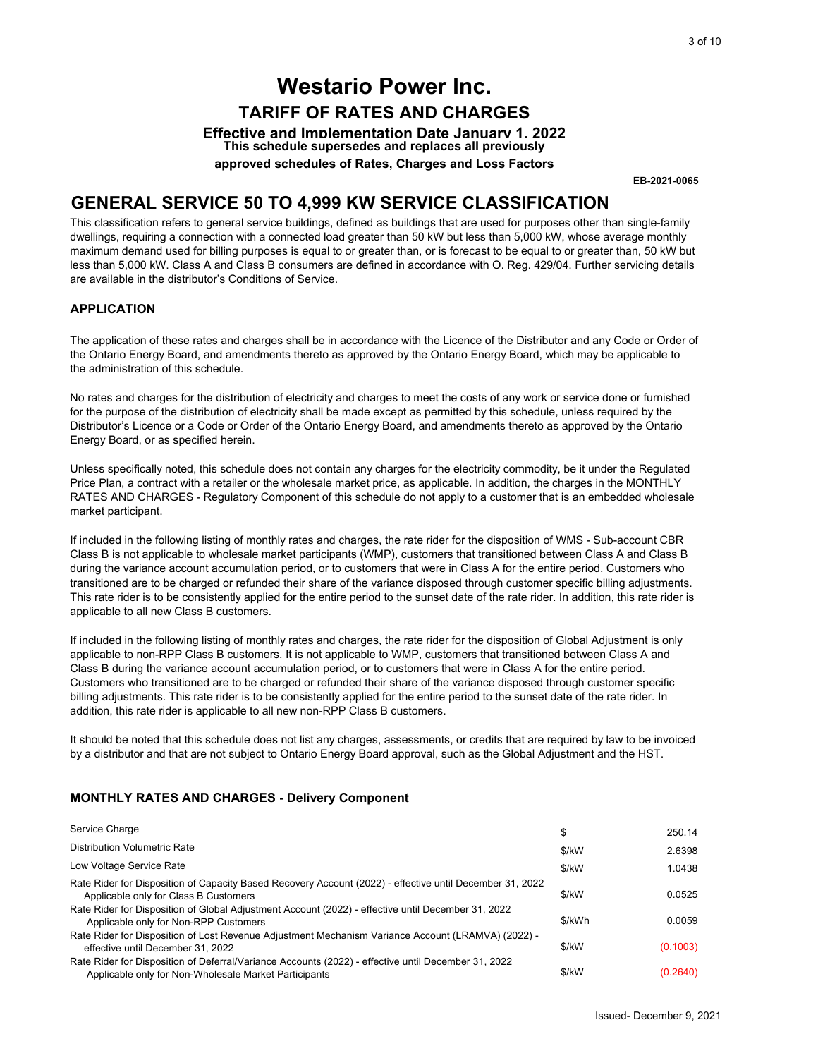# Westario Power Inc.

## TARIFF OF RATES AND CHARGES

**Effective and Implementation Date January 1, 2022**

**This schedule supersedes and replaces all previously approved schedules of Rates, Charges and Loss Factors**

**EB-2021-0065**

## GENERAL SERVICE 50 TO 4,999 KW SERVICE CLASSIFICATION

This classification refers to general service buildings, defined as buildings that are used for purposes other than single-family dwellings, requiring a connection with a connected load greater than 50 kW but less than 5,000 kW, whose average monthly maximum demand used for billing purposes is equal to or greater than, or is forecast to be equal to or greater than, 50 kW but less than 5,000 kW. Class A and Class B consumers are defined in accordance with O. Reg. 429/04. Further servicing details are available in the distributor's Conditions of Service.

### APPLICATION

The application of these rates and charges shall be in accordance with the Licence of the Distributor and any Code or Order of the Ontario Energy Board, and amendments thereto as approved by the Ontario Energy Board, which may be applicable to the administration of this schedule.

No rates and charges for the distribution of electricity and charges to meet the costs of any work or service done or furnished for the purpose of the distribution of electricity shall be made except as permitted by this schedule, unless required by the Distributor's Licence or a Code or Order of the Ontario Energy Board, and amendments thereto as approved by the Ontario Energy Board, or as specified herein.

Unless specifically noted, this schedule does not contain any charges for the electricity commodity, be it under the Regulated Price Plan, a contract with a retailer or the wholesale market price, as applicable. In addition, the charges in the MONTHLY RATES AND CHARGES - Regulatory Component of this schedule do not apply to a customer that is an embedded wholesale market participant.

If included in the following listing of monthly rates and charges, the rate rider for the disposition of WMS - Sub-account CBR Class B is not applicable to wholesale market participants (WMP), customers that transitioned between Class A and Class B during the variance account accumulation period, or to customers that were in Class A for the entire period. Customers who transitioned are to be charged or refunded their share of the variance disposed through customer specific billing adjustments. This rate rider is to be consistently applied for the entire period to the sunset date of the rate rider. In addition, this rate rider is applicable to all new Class B customers.

If included in the following listing of monthly rates and charges, the rate rider for the disposition of Global Adjustment is only applicable to non-RPP Class B customers. It is not applicable to WMP, customers that transitioned between Class A and Class B during the variance account accumulation period, or to customers that were in Class A for the entire period. Customers who transitioned are to be charged or refunded their share of the variance disposed through customer specific billing adjustments. This rate rider is to be consistently applied for the entire period to the sunset date of the rate rider. In addition, this rate rider is applicable to all new non-RPP Class B customers.

It should be noted that this schedule does not list any charges, assessments, or credits that are required by law to be invoiced by a distributor and that are not subject to Ontario Energy Board approval, such as the Global Adjustment and the HST.

### MONTHLY RATES AND CHARGES - Delivery Component

| Charge | Unit | Rate |
|---|---|---|
| Service Charge | $ | 250.14 |
| Distribution Volumetric Rate | $/kW | 2.6398 |
| Low Voltage Service Rate | $/kW | 1.0438 |
| Rate Rider for Disposition of Capacity Based Recovery Account (2022) - effective until December 31, 2022 Applicable only for Class B Customers | $/kW | 0.0525 |
| Rate Rider for Disposition of Global Adjustment Account (2022) - effective until December 31, 2022 Applicable only for Non-RPP Customers | $/kWh | 0.0059 |
| Rate Rider for Disposition of Lost Revenue Adjustment Mechanism Variance Account (LRAMVA) (2022) - effective until December 31, 2022 | $/kW | (0.1003) |
| Rate Rider for Disposition of Deferral/Variance Accounts (2022) - effective until December 31, 2022 Applicable only for Non-Wholesale Market Participants | $/kW | (0.2640) |

Issued- December 9, 2021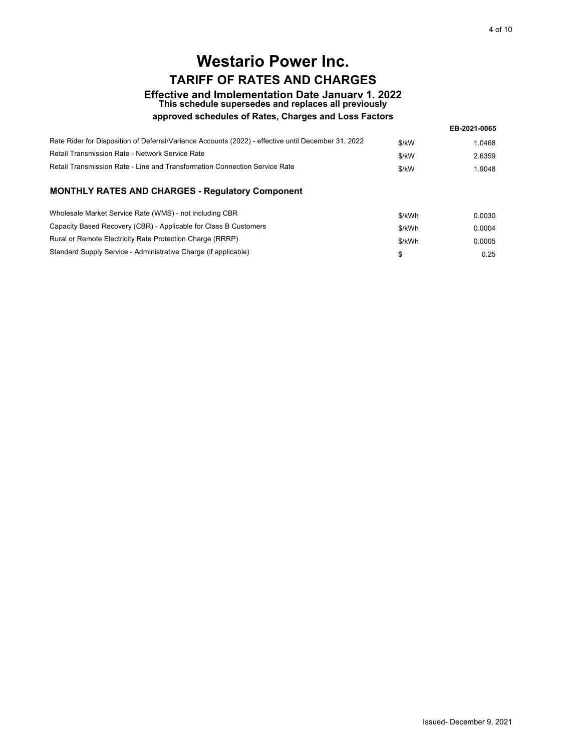# Westario Power Inc.

## TARIFF OF RATES AND CHARGES

### Effective and Implementation Date January 1, 2022

**This schedule supersedes and replaces all previously approved schedules of Rates, Charges and Loss Factors**

**EB-2021-0065**

| | | |
|---|---|---|
| Rate Rider for Disposition of Deferral/Variance Accounts (2022) - effective until December 31, 2022 | $/kW | 1.0468 |
| Retail Transmission Rate - Network Service Rate | $/kW | 2.6359 |
| Retail Transmission Rate - Line and Transformation Connection Service Rate | $/kW | 1.9048 |

### MONTHLY RATES AND CHARGES - Regulatory Component

| | | |
|---|---|---|
| Wholesale Market Service Rate (WMS) - not including CBR | $/kWh | 0.0030 |
| Capacity Based Recovery (CBR) - Applicable for Class B Customers | $/kWh | 0.0004 |
| Rural or Remote Electricity Rate Protection Charge (RRRP) | $/kWh | 0.0005 |
| Standard Supply Service - Administrative Charge (if applicable) | $ | 0.25 |

Issued- December 9, 2021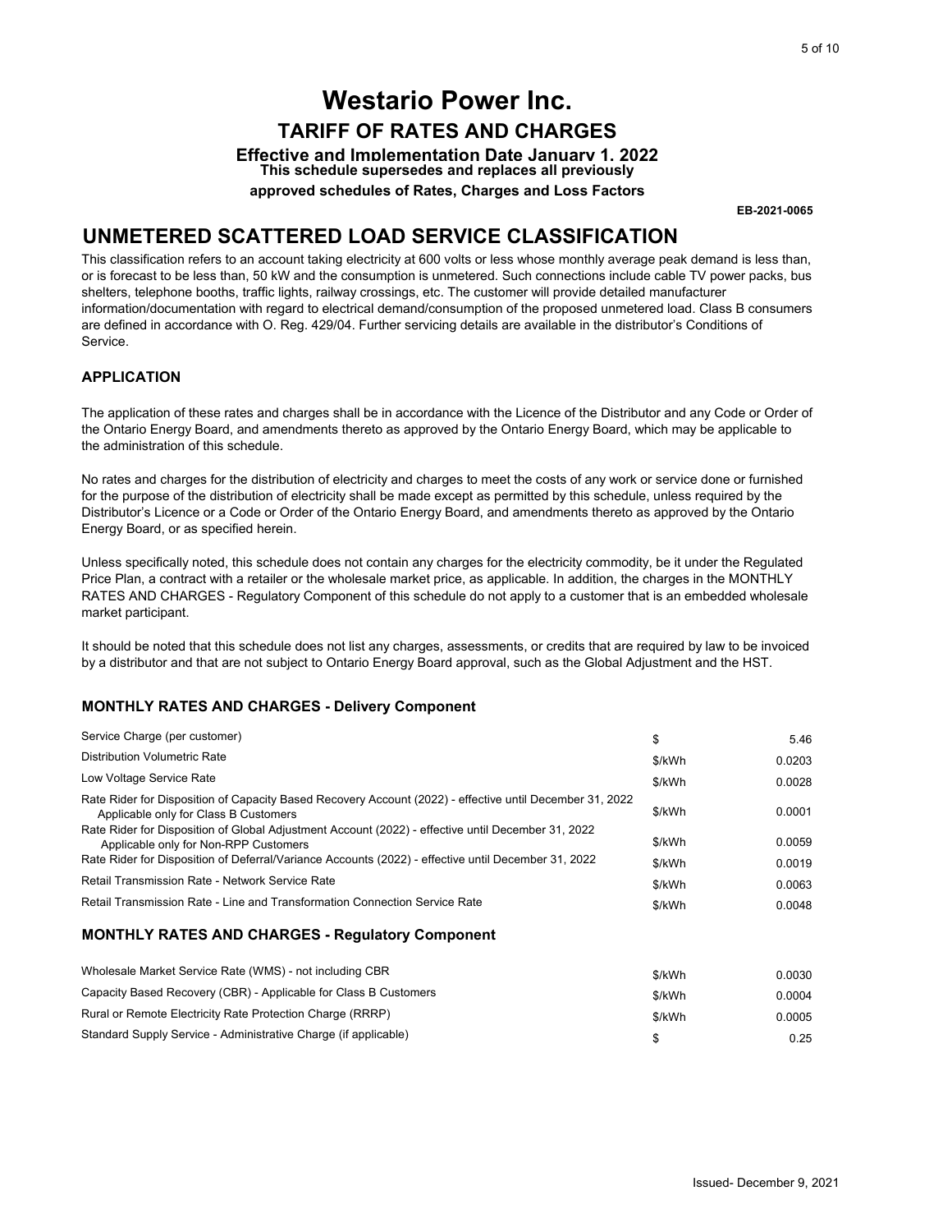# Westario Power Inc.

## TARIFF OF RATES AND CHARGES

**Effective and Implementation Date January 1, 2022**

**This schedule supersedes and replaces all previously approved schedules of Rates, Charges and Loss Factors**

**EB-2021-0065**

## UNMETERED SCATTERED LOAD SERVICE CLASSIFICATION

This classification refers to an account taking electricity at 600 volts or less whose monthly average peak demand is less than, or is forecast to be less than, 50 kW and the consumption is unmetered. Such connections include cable TV power packs, bus shelters, telephone booths, traffic lights, railway crossings, etc. The customer will provide detailed manufacturer information/documentation with regard to electrical demand/consumption of the proposed unmetered load. Class B consumers are defined in accordance with O. Reg. 429/04. Further servicing details are available in the distributor's Conditions of Service.

### APPLICATION

The application of these rates and charges shall be in accordance with the Licence of the Distributor and any Code or Order of the Ontario Energy Board, and amendments thereto as approved by the Ontario Energy Board, which may be applicable to the administration of this schedule.

No rates and charges for the distribution of electricity and charges to meet the costs of any work or service done or furnished for the purpose of the distribution of electricity shall be made except as permitted by this schedule, unless required by the Distributor's Licence or a Code or Order of the Ontario Energy Board, and amendments thereto as approved by the Ontario Energy Board, or as specified herein.

Unless specifically noted, this schedule does not contain any charges for the electricity commodity, be it under the Regulated Price Plan, a contract with a retailer or the wholesale market price, as applicable. In addition, the charges in the MONTHLY RATES AND CHARGES - Regulatory Component of this schedule do not apply to a customer that is an embedded wholesale market participant.

It should be noted that this schedule does not list any charges, assessments, or credits that are required by law to be invoiced by a distributor and that are not subject to Ontario Energy Board approval, such as the Global Adjustment and the HST.

### MONTHLY RATES AND CHARGES - Delivery Component

| | | |
|---|---|---|
| Service Charge (per customer) | $ | 5.46 |
| Distribution Volumetric Rate | $/kWh | 0.0203 |
| Low Voltage Service Rate | $/kWh | 0.0028 |
| Rate Rider for Disposition of Capacity Based Recovery Account (2022) - effective until December 31, 2022 Applicable only for Class B Customers | $/kWh | 0.0001 |
| Rate Rider for Disposition of Global Adjustment Account (2022) - effective until December 31, 2022 Applicable only for Non-RPP Customers | $/kWh | 0.0059 |
| Rate Rider for Disposition of Deferral/Variance Accounts (2022) - effective until December 31, 2022 | $/kWh | 0.0019 |
| Retail Transmission Rate - Network Service Rate | $/kWh | 0.0063 |
| Retail Transmission Rate - Line and Transformation Connection Service Rate | $/kWh | 0.0048 |

### MONTHLY RATES AND CHARGES - Regulatory Component

| | | |
|---|---|---|
| Wholesale Market Service Rate (WMS) - not including CBR | $/kWh | 0.0030 |
| Capacity Based Recovery (CBR) - Applicable for Class B Customers | $/kWh | 0.0004 |
| Rural or Remote Electricity Rate Protection Charge (RRRP) | $/kWh | 0.0005 |
| Standard Supply Service - Administrative Charge (if applicable) | $ | 0.25 |

Issued- December 9, 2021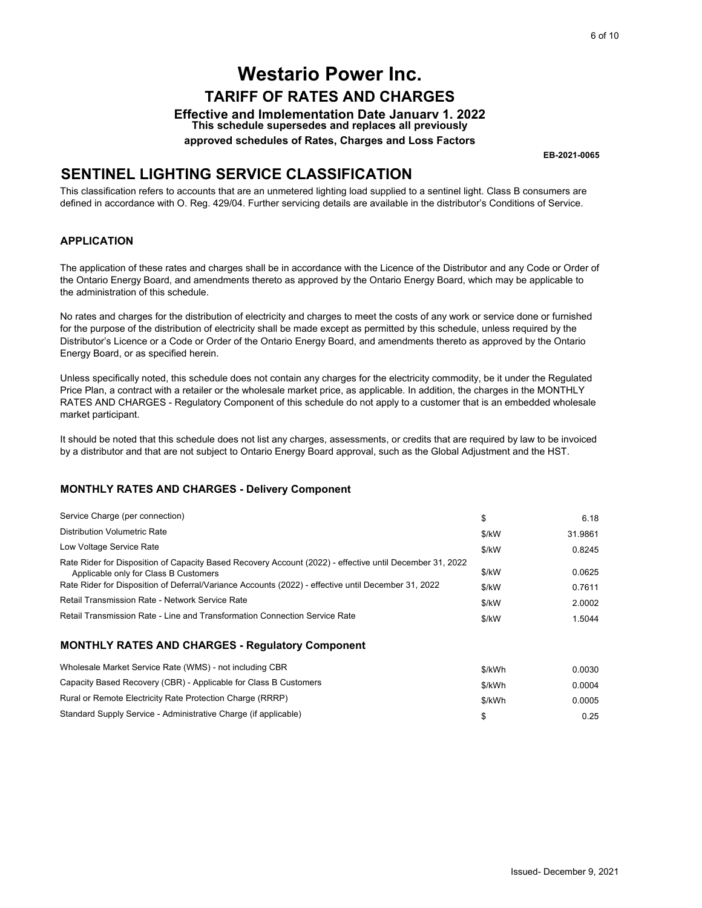# Westario Power Inc.

## TARIFF OF RATES AND CHARGES

**Effective and Implementation Date January 1, 2022**

**This schedule supersedes and replaces all previously approved schedules of Rates, Charges and Loss Factors**

**EB-2021-0065**

## SENTINEL LIGHTING SERVICE CLASSIFICATION

This classification refers to accounts that are an unmetered lighting load supplied to a sentinel light. Class B consumers are defined in accordance with O. Reg. 429/04. Further servicing details are available in the distributor's Conditions of Service.

### APPLICATION

The application of these rates and charges shall be in accordance with the Licence of the Distributor and any Code or Order of the Ontario Energy Board, and amendments thereto as approved by the Ontario Energy Board, which may be applicable to the administration of this schedule.

No rates and charges for the distribution of electricity and charges to meet the costs of any work or service done or furnished for the purpose of the distribution of electricity shall be made except as permitted by this schedule, unless required by the Distributor's Licence or a Code or Order of the Ontario Energy Board, and amendments thereto as approved by the Ontario Energy Board, or as specified herein.

Unless specifically noted, this schedule does not contain any charges for the electricity commodity, be it under the Regulated Price Plan, a contract with a retailer or the wholesale market price, as applicable. In addition, the charges in the MONTHLY RATES AND CHARGES - Regulatory Component of this schedule do not apply to a customer that is an embedded wholesale market participant.

It should be noted that this schedule does not list any charges, assessments, or credits that are required by law to be invoiced by a distributor and that are not subject to Ontario Energy Board approval, such as the Global Adjustment and the HST.

### MONTHLY RATES AND CHARGES - Delivery Component

| | | |
|---|---|---|
| Service Charge (per connection) | $ | 6.18 |
| Distribution Volumetric Rate | $/kW | 31.9861 |
| Low Voltage Service Rate | $/kW | 0.8245 |
| Rate Rider for Disposition of Capacity Based Recovery Account (2022) - effective until December 31, 2022 Applicable only for Class B Customers | $/kW | 0.0625 |
| Rate Rider for Disposition of Deferral/Variance Accounts (2022) - effective until December 31, 2022 | $/kW | 0.7611 |
| Retail Transmission Rate - Network Service Rate | $/kW | 2.0002 |
| Retail Transmission Rate - Line and Transformation Connection Service Rate | $/kW | 1.5044 |

### MONTHLY RATES AND CHARGES - Regulatory Component

| | | |
|---|---|---|
| Wholesale Market Service Rate (WMS) - not including CBR | $/kWh | 0.0030 |
| Capacity Based Recovery (CBR) - Applicable for Class B Customers | $/kWh | 0.0004 |
| Rural or Remote Electricity Rate Protection Charge (RRRP) | $/kWh | 0.0005 |
| Standard Supply Service - Administrative Charge (if applicable) | $ | 0.25 |

Issued- December 9, 2021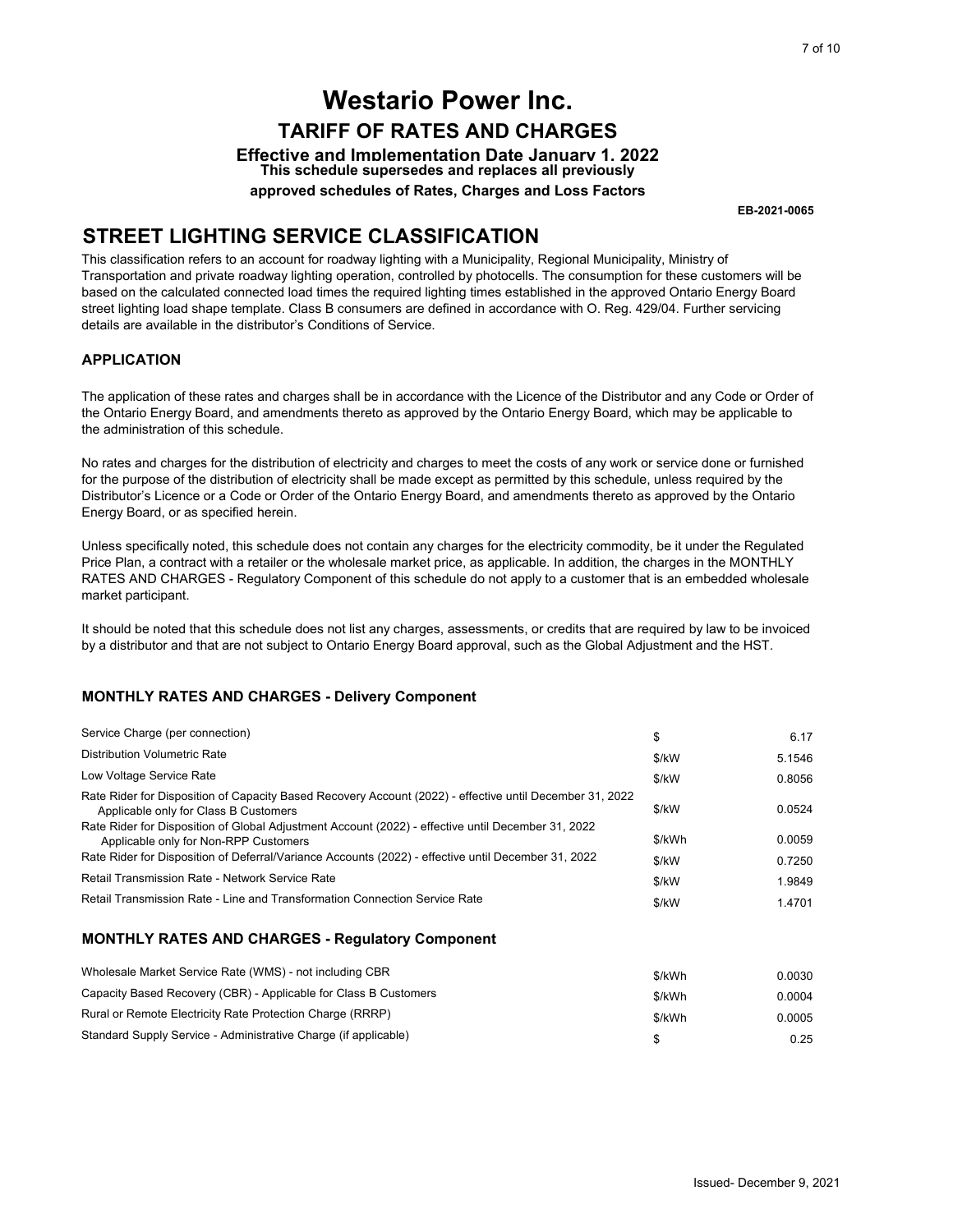# Westario Power Inc.

## TARIFF OF RATES AND CHARGES

**Effective and Implementation Date January 1, 2022**

**This schedule supersedes and replaces all previously approved schedules of Rates, Charges and Loss Factors**

**EB-2021-0065**

## STREET LIGHTING SERVICE CLASSIFICATION

This classification refers to an account for roadway lighting with a Municipality, Regional Municipality, Ministry of Transportation and private roadway lighting operation, controlled by photocells. The consumption for these customers will be based on the calculated connected load times the required lighting times established in the approved Ontario Energy Board street lighting load shape template. Class B consumers are defined in accordance with O. Reg. 429/04. Further servicing details are available in the distributor's Conditions of Service.

### APPLICATION

The application of these rates and charges shall be in accordance with the Licence of the Distributor and any Code or Order of the Ontario Energy Board, and amendments thereto as approved by the Ontario Energy Board, which may be applicable to the administration of this schedule.

No rates and charges for the distribution of electricity and charges to meet the costs of any work or service done or furnished for the purpose of the distribution of electricity shall be made except as permitted by this schedule, unless required by the Distributor's Licence or a Code or Order of the Ontario Energy Board, and amendments thereto as approved by the Ontario Energy Board, or as specified herein.

Unless specifically noted, this schedule does not contain any charges for the electricity commodity, be it under the Regulated Price Plan, a contract with a retailer or the wholesale market price, as applicable. In addition, the charges in the MONTHLY RATES AND CHARGES - Regulatory Component of this schedule do not apply to a customer that is an embedded wholesale market participant.

It should be noted that this schedule does not list any charges, assessments, or credits that are required by law to be invoiced by a distributor and that are not subject to Ontario Energy Board approval, such as the Global Adjustment and the HST.

### MONTHLY RATES AND CHARGES - Delivery Component

| | | |
|---|---|---|
| Service Charge (per connection) | $ | 6.17 |
| Distribution Volumetric Rate | $/kW | 5.1546 |
| Low Voltage Service Rate | $/kW | 0.8056 |
| Rate Rider for Disposition of Capacity Based Recovery Account (2022) - effective until December 31, 2022 Applicable only for Class B Customers | $/kW | 0.0524 |
| Rate Rider for Disposition of Global Adjustment Account (2022) - effective until December 31, 2022 Applicable only for Non-RPP Customers | $/kWh | 0.0059 |
| Rate Rider for Disposition of Deferral/Variance Accounts (2022) - effective until December 31, 2022 | $/kW | 0.7250 |
| Retail Transmission Rate - Network Service Rate | $/kW | 1.9849 |
| Retail Transmission Rate - Line and Transformation Connection Service Rate | $/kW | 1.4701 |

### MONTHLY RATES AND CHARGES - Regulatory Component

| | | |
|---|---|---|
| Wholesale Market Service Rate (WMS) - not including CBR | $/kWh | 0.0030 |
| Capacity Based Recovery (CBR) - Applicable for Class B Customers | $/kWh | 0.0004 |
| Rural or Remote Electricity Rate Protection Charge (RRRP) | $/kWh | 0.0005 |
| Standard Supply Service - Administrative Charge (if applicable) | $ | 0.25 |

Issued- December 9, 2021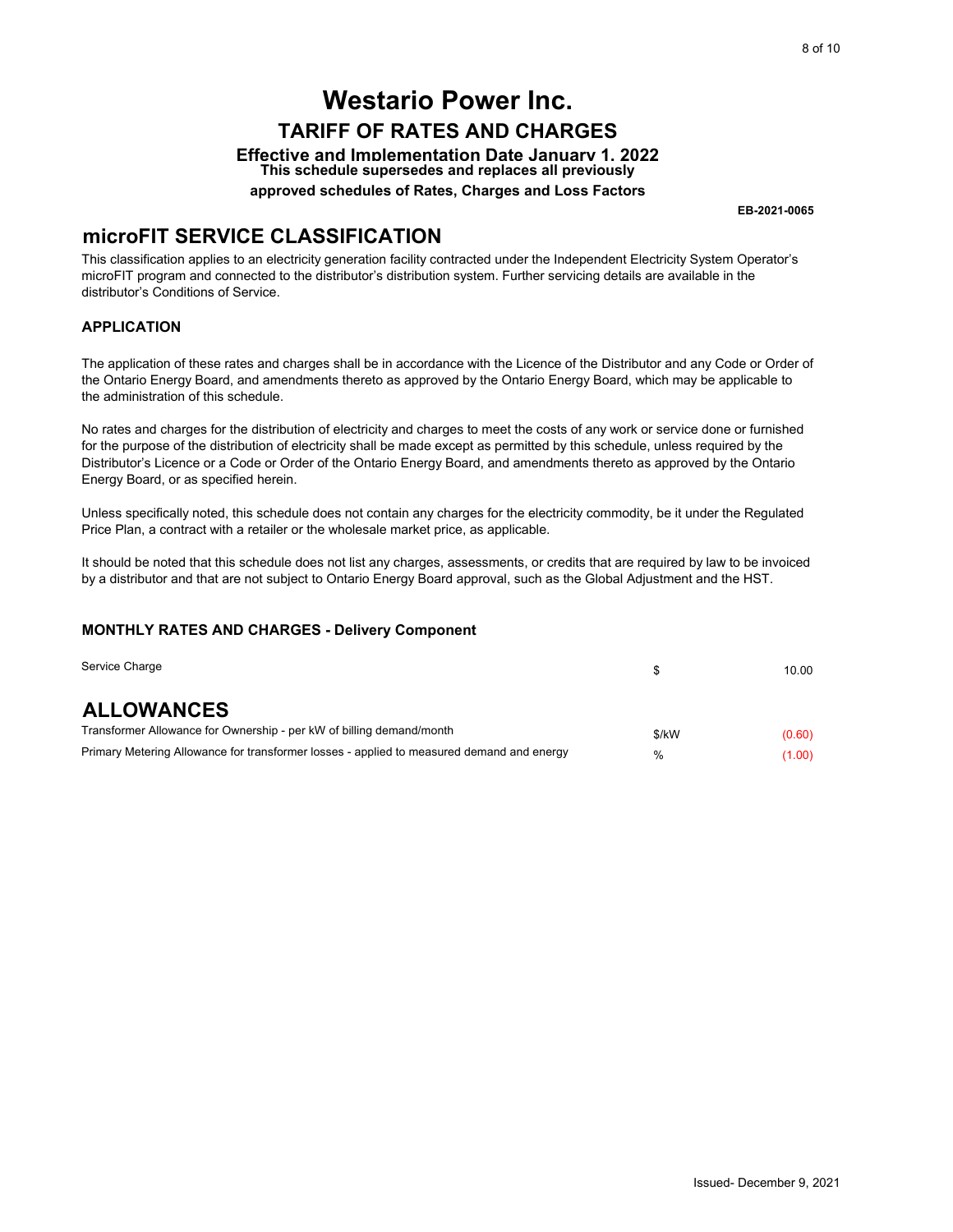# Westario Power Inc.

## TARIFF OF RATES AND CHARGES

**Effective and Implementation Date January 1, 2022**

**This schedule supersedes and replaces all previously approved schedules of Rates, Charges and Loss Factors**

**EB-2021-0065**

## microFIT SERVICE CLASSIFICATION

This classification applies to an electricity generation facility contracted under the Independent Electricity System Operator's microFIT program and connected to the distributor's distribution system. Further servicing details are available in the distributor's Conditions of Service.

### APPLICATION

The application of these rates and charges shall be in accordance with the Licence of the Distributor and any Code or Order of the Ontario Energy Board, and amendments thereto as approved by the Ontario Energy Board, which may be applicable to the administration of this schedule.

No rates and charges for the distribution of electricity and charges to meet the costs of any work or service done or furnished for the purpose of the distribution of electricity shall be made except as permitted by this schedule, unless required by the Distributor's Licence or a Code or Order of the Ontario Energy Board, and amendments thereto as approved by the Ontario Energy Board, or as specified herein.

Unless specifically noted, this schedule does not contain any charges for the electricity commodity, be it under the Regulated Price Plan, a contract with a retailer or the wholesale market price, as applicable.

It should be noted that this schedule does not list any charges, assessments, or credits that are required by law to be invoiced by a distributor and that are not subject to Ontario Energy Board approval, such as the Global Adjustment and the HST.

### MONTHLY RATES AND CHARGES - Delivery Component

| | | |
|---|---|---|
| Service Charge | $ | 10.00 |

## ALLOWANCES

| | | |
|---|---|---|
| Transformer Allowance for Ownership - per kW of billing demand/month | $/kW | (0.60) |
| Primary Metering Allowance for transformer losses - applied to measured demand and energy | % | (1.00) |

Issued- December 9, 2021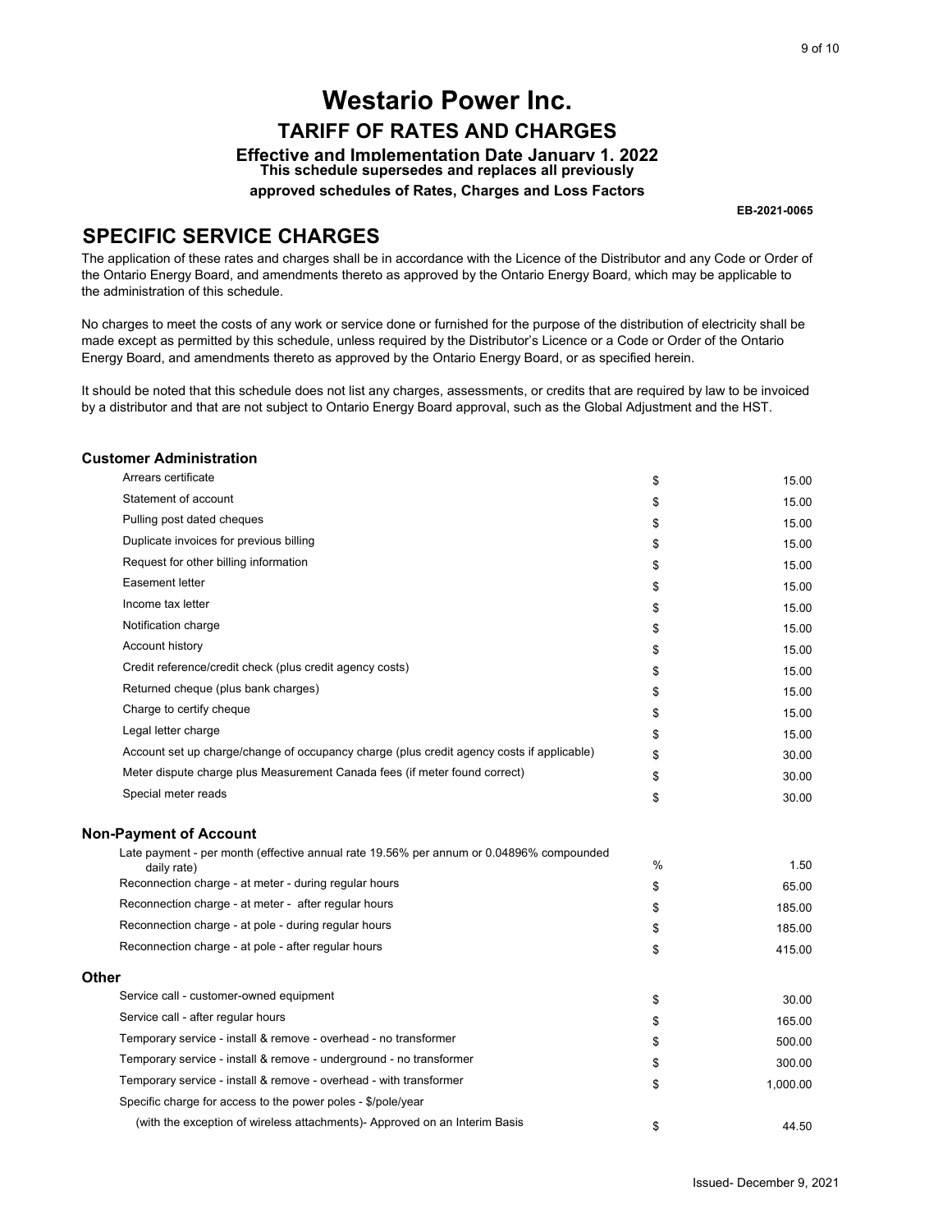# Westario Power Inc.

## TARIFF OF RATES AND CHARGES

**Effective and Implementation Date January 1, 2022**

**This schedule supersedes and replaces all previously approved schedules of Rates, Charges and Loss Factors**

**EB-2021-0065**

## SPECIFIC SERVICE CHARGES

The application of these rates and charges shall be in accordance with the Licence of the Distributor and any Code or Order of the Ontario Energy Board, and amendments thereto as approved by the Ontario Energy Board, which may be applicable to the administration of this schedule.

No charges to meet the costs of any work or service done or furnished for the purpose of the distribution of electricity shall be made except as permitted by this schedule, unless required by the Distributor's Licence or a Code or Order of the Ontario Energy Board, and amendments thereto as approved by the Ontario Energy Board, or as specified herein.

It should be noted that this schedule does not list any charges, assessments, or credits that are required by law to be invoiced by a distributor and that are not subject to Ontario Energy Board approval, such as the Global Adjustment and the HST.

### Customer Administration

| | | |
|---|---|---|
| Arrears certificate | $ | 15.00 |
| Statement of account | $ | 15.00 |
| Pulling post dated cheques | $ | 15.00 |
| Duplicate invoices for previous billing | $ | 15.00 |
| Request for other billing information | $ | 15.00 |
| Easement letter | $ | 15.00 |
| Income tax letter | $ | 15.00 |
| Notification charge | $ | 15.00 |
| Account history | $ | 15.00 |
| Credit reference/credit check (plus credit agency costs) | $ | 15.00 |
| Returned cheque (plus bank charges) | $ | 15.00 |
| Charge to certify cheque | $ | 15.00 |
| Legal letter charge | $ | 15.00 |
| Account set up charge/change of occupancy charge (plus credit agency costs if applicable) | $ | 30.00 |
| Meter dispute charge plus Measurement Canada fees (if meter found correct) | $ | 30.00 |
| Special meter reads | $ | 30.00 |

### Non-Payment of Account

| | | |
|---|---|---|
| Late payment - per month (effective annual rate 19.56% per annum or 0.04896% compounded daily rate) | % | 1.50 |
| Reconnection charge - at meter - during regular hours | $ | 65.00 |
| Reconnection charge - at meter - after regular hours | $ | 185.00 |
| Reconnection charge - at pole - during regular hours | $ | 185.00 |
| Reconnection charge - at pole - after regular hours | $ | 415.00 |

### Other

| | | |
|---|---|---|
| Service call - customer-owned equipment | $ | 30.00 |
| Service call - after regular hours | $ | 165.00 |
| Temporary service - install & remove - overhead - no transformer | $ | 500.00 |
| Temporary service - install & remove - underground - no transformer | $ | 300.00 |
| Temporary service - install & remove - overhead - with transformer | $ | 1,000.00 |
| Specific charge for access to the power poles - $/pole/year (with the exception of wireless attachments)- Approved on an Interim Basis | $ | 44.50 |

Issued- December 9, 2021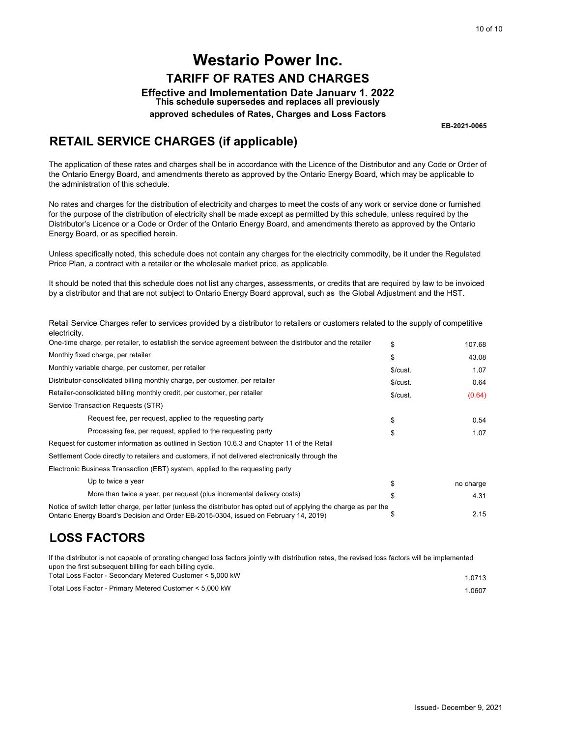# Westario Power Inc.

## TARIFF OF RATES AND CHARGES

**Effective and Implementation Date January 1, 2022**

**This schedule supersedes and replaces all previously approved schedules of Rates, Charges and Loss Factors**

**EB-2021-0065**

## RETAIL SERVICE CHARGES (if applicable)

The application of these rates and charges shall be in accordance with the Licence of the Distributor and any Code or Order of the Ontario Energy Board, and amendments thereto as approved by the Ontario Energy Board, which may be applicable to the administration of this schedule.

No rates and charges for the distribution of electricity and charges to meet the costs of any work or service done or furnished for the purpose of the distribution of electricity shall be made except as permitted by this schedule, unless required by the Distributor's Licence or a Code or Order of the Ontario Energy Board, and amendments thereto as approved by the Ontario Energy Board, or as specified herein.

Unless specifically noted, this schedule does not contain any charges for the electricity commodity, be it under the Regulated Price Plan, a contract with a retailer or the wholesale market price, as applicable.

It should be noted that this schedule does not list any charges, assessments, or credits that are required by law to be invoiced by a distributor and that are not subject to Ontario Energy Board approval, such as the Global Adjustment and the HST.

Retail Service Charges refer to services provided by a distributor to retailers or customers related to the supply of competitive electricity.

| | | |
|---|---|---|
| One-time charge, per retailer, to establish the service agreement between the distributor and the retailer | $ | 107.68 |
| Monthly fixed charge, per retailer | $ | 43.08 |
| Monthly variable charge, per customer, per retailer | $/cust. | 1.07 |
| Distributor-consolidated billing monthly charge, per customer, per retailer | $/cust. | 0.64 |
| Retailer-consolidated billing monthly credit, per customer, per retailer | $/cust. | (0.64) |
| Service Transaction Requests (STR) | | |
| Request fee, per request, applied to the requesting party | $ | 0.54 |
| Processing fee, per request, applied to the requesting party | $ | 1.07 |
| Request for customer information as outlined in Section 10.6.3 and Chapter 11 of the Retail Settlement Code directly to retailers and customers, if not delivered electronically through the Electronic Business Transaction (EBT) system, applied to the requesting party | | |
| Up to twice a year | $ | no charge |
| More than twice a year, per request (plus incremental delivery costs) | $ | 4.31 |
| Notice of switch letter charge, per letter (unless the distributor has opted out of applying the charge as per the Ontario Energy Board's Decision and Order EB-2015-0304, issued on February 14, 2019) | $ | 2.15 |

## LOSS FACTORS

If the distributor is not capable of prorating changed loss factors jointly with distribution rates, the revised loss factors will be implemented upon the first subsequent billing for each billing cycle.

| | |
|---|---|
| Total Loss Factor - Secondary Metered Customer < 5,000 kW | 1.0713 |
| Total Loss Factor - Primary Metered Customer < 5,000 kW | 1.0607 |

Issued- December 9, 2021